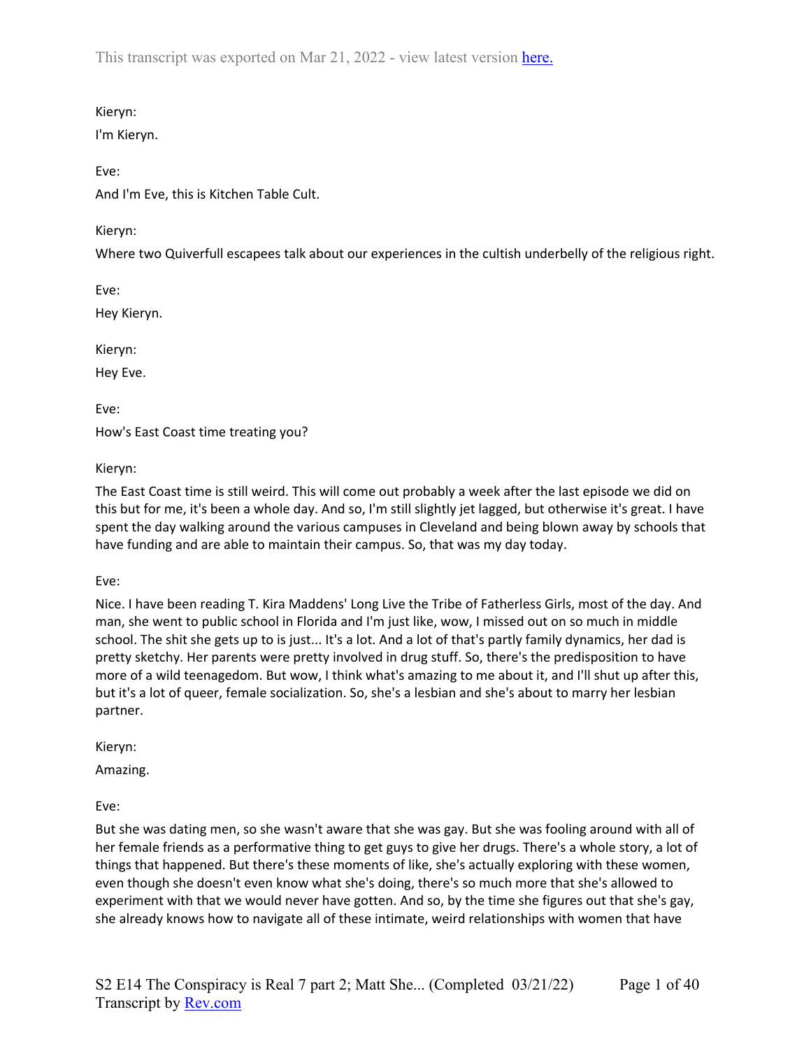This transcript was exported on Mar 21, 2022 - view latest version here.

Kieryn:

I'm Kieryn.

Eve:

And I'm Eve, this is Kitchen Table Cult.

Kieryn:

Where two Quiverfull escapees talk about our experiences in the cultish underbelly of the religious right.

Eve:

Hey Kieryn.

Kieryn:

Hey Eve.

Eve:

How's East Coast time treating you?

Kieryn:

The East Coast time is still weird. This will come out probably a week after the last episode we did on this but for me, it's been a whole day. And so, I'm still slightly jet lagged, but otherwise it's great. I have spent the day walking around the various campuses in Cleveland and being blown away by schools that have funding and are able to maintain their campus. So, that was my day today.

Eve:

Nice. I have been reading T. Kira Maddens' Long Live the Tribe of Fatherless Girls, most of the day. And man, she went to public school in Florida and I'm just like, wow, I missed out on so much in middle school. The shit she gets up to is just... It's a lot. And a lot of that's partly family dynamics, her dad is pretty sketchy. Her parents were pretty involved in drug stuff. So, there's the predisposition to have more of a wild teenagedom. But wow, I think what's amazing to me about it, and I'll shut up after this, but it's a lot of queer, female socialization. So, she's a lesbian and she's about to marry her lesbian partner.

Kieryn:

Amazing.

Eve:

But she was dating men, so she wasn't aware that she was gay. But she was fooling around with all of her female friends as a performative thing to get guys to give her drugs. There's a whole story, a lot of things that happened. But there's these moments of like, she's actually exploring with these women, even though she doesn't even know what she's doing, there's so much more that she's allowed to experiment with that we would never have gotten. And so, by the time she figures out that she's gay, she already knows how to navigate all of these intimate, weird relationships with women that have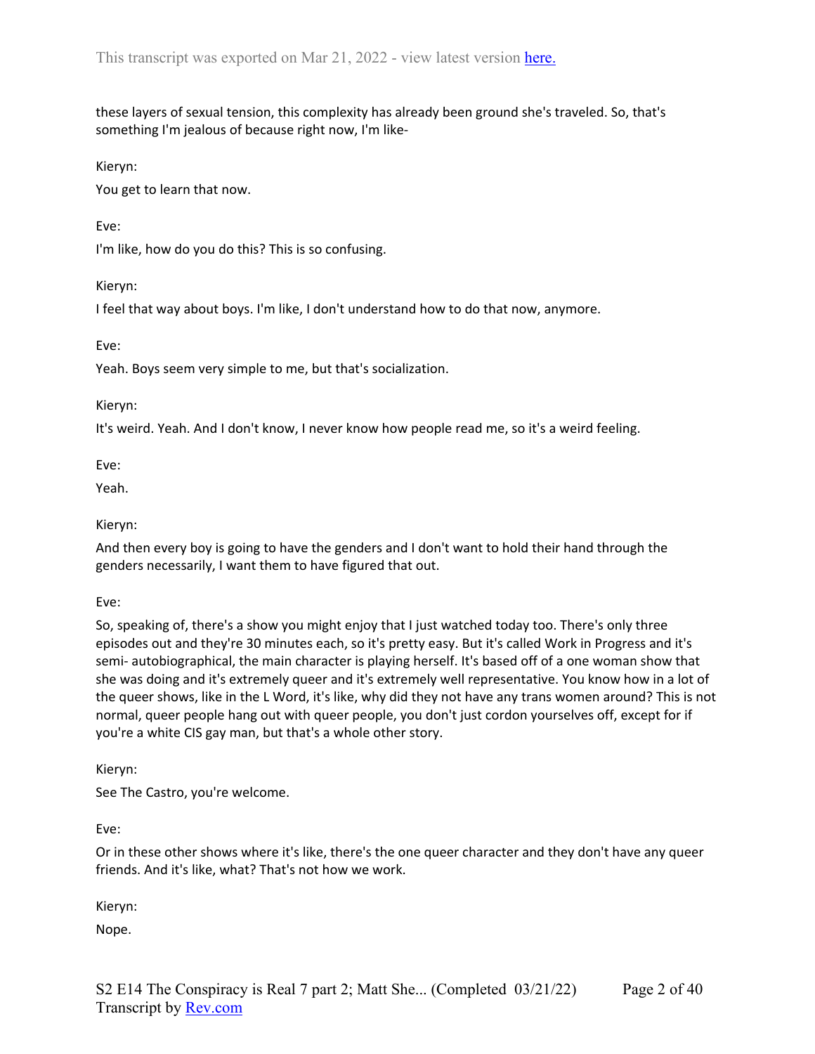these layers of sexual tension, this complexity has already been ground she's traveled. So, that's something I'm jealous of because right now, I'm like-

Kieryn:

You get to learn that now.

Eve:

I'm like, how do you do this? This is so confusing.

Kieryn:

I feel that way about boys. I'm like, I don't understand how to do that now, anymore.

Eve:

Yeah. Boys seem very simple to me, but that's socialization.

Kieryn:

It's weird. Yeah. And I don't know, I never know how people read me, so it's a weird feeling.

Eve:

Yeah.

Kieryn:

And then every boy is going to have the genders and I don't want to hold their hand through the genders necessarily, I want them to have figured that out.

Eve:

So, speaking of, there's a show you might enjoy that I just watched today too. There's only three episodes out and they're 30 minutes each, so it's pretty easy. But it's called Work in Progress and it's semi- autobiographical, the main character is playing herself. It's based off of a one woman show that she was doing and it's extremely queer and it's extremely well representative. You know how in a lot of the queer shows, like in the L Word, it's like, why did they not have any trans women around? This is not normal, queer people hang out with queer people, you don't just cordon yourselves off, except for if you're a white CIS gay man, but that's a whole other story.

Kieryn:

See The Castro, you're welcome.

Eve:

Or in these other shows where it's like, there's the one queer character and they don't have any queer friends. And it's like, what? That's not how we work.

Kieryn:

Nope.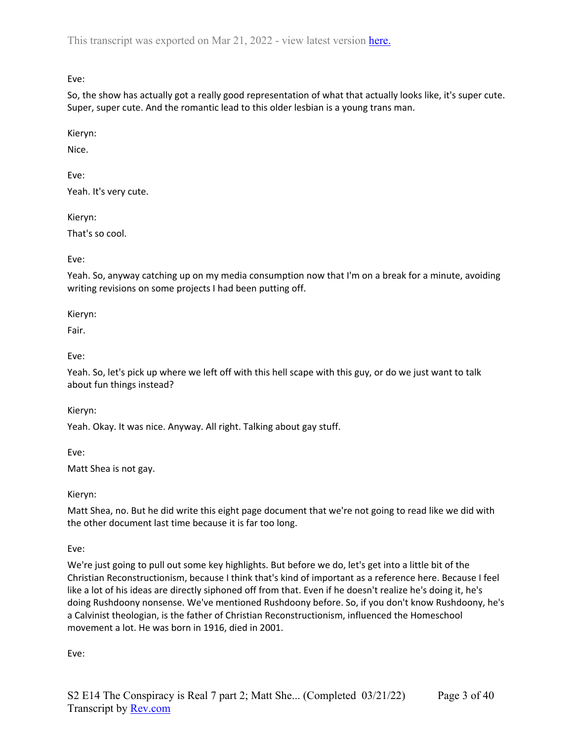Eve:

So, the show has actually got a really good representation of what that actually looks like, it's super cute. Super, super cute. And the romantic lead to this older lesbian is a young trans man.

Kieryn:

Nice.

Eve:

Yeah. It's very cute.

Kieryn:

That's so cool.

Eve:

Yeah. So, anyway catching up on my media consumption now that I'm on a break for a minute, avoiding writing revisions on some projects I had been putting off.

Kieryn:

Fair.

Eve:

Yeah. So, let's pick up where we left off with this hell scape with this guy, or do we just want to talk about fun things instead?

Kieryn:

Yeah. Okay. It was nice. Anyway. All right. Talking about gay stuff.

Eve:

Matt Shea is not gay.

Kieryn:

Matt Shea, no. But he did write this eight page document that we're not going to read like we did with the other document last time because it is far too long.

Eve:

We're just going to pull out some key highlights. But before we do, let's get into a little bit of the Christian Reconstructionism, because I think that's kind of important as a reference here. Because I feel like a lot of his ideas are directly siphoned off from that. Even if he doesn't realize he's doing it, he's doing Rushdoony nonsense. We've mentioned Rushdoony before. So, if you don't know Rushdoony, he's a Calvinist theologian, is the father of Christian Reconstructionism, influenced the Homeschool movement a lot. He was born in 1916, died in 2001.

Eve: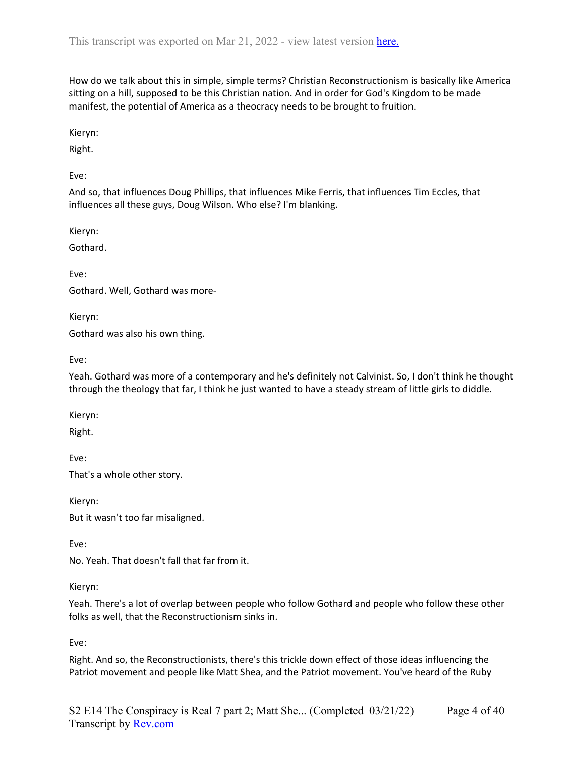How do we talk about this in simple, simple terms? Christian Reconstructionism is basically like America sitting on a hill, supposed to be this Christian nation. And in order for God's Kingdom to be made manifest, the potential of America as a theocracy needs to be brought to fruition.

Kieryn:

Right.

Eve:

And so, that influences Doug Phillips, that influences Mike Ferris, that influences Tim Eccles, that influences all these guys, Doug Wilson. Who else? I'm blanking.

Kieryn:

Gothard.

Eve:

Gothard. Well, Gothard was more-

Kieryn:

Gothard was also his own thing.

Eve:

Yeah. Gothard was more of a contemporary and he's definitely not Calvinist. So, I don't think he thought through the theology that far, I think he just wanted to have a steady stream of little girls to diddle.

Kieryn:

Right.

Eve:

That's a whole other story.

Kieryn:

But it wasn't too far misaligned.

Eve:

No. Yeah. That doesn't fall that far from it.

Kieryn:

Yeah. There's a lot of overlap between people who follow Gothard and people who follow these other folks as well, that the Reconstructionism sinks in.

Eve:

Right. And so, the Reconstructionists, there's this trickle down effect of those ideas influencing the Patriot movement and people like Matt Shea, and the Patriot movement. You've heard of the Ruby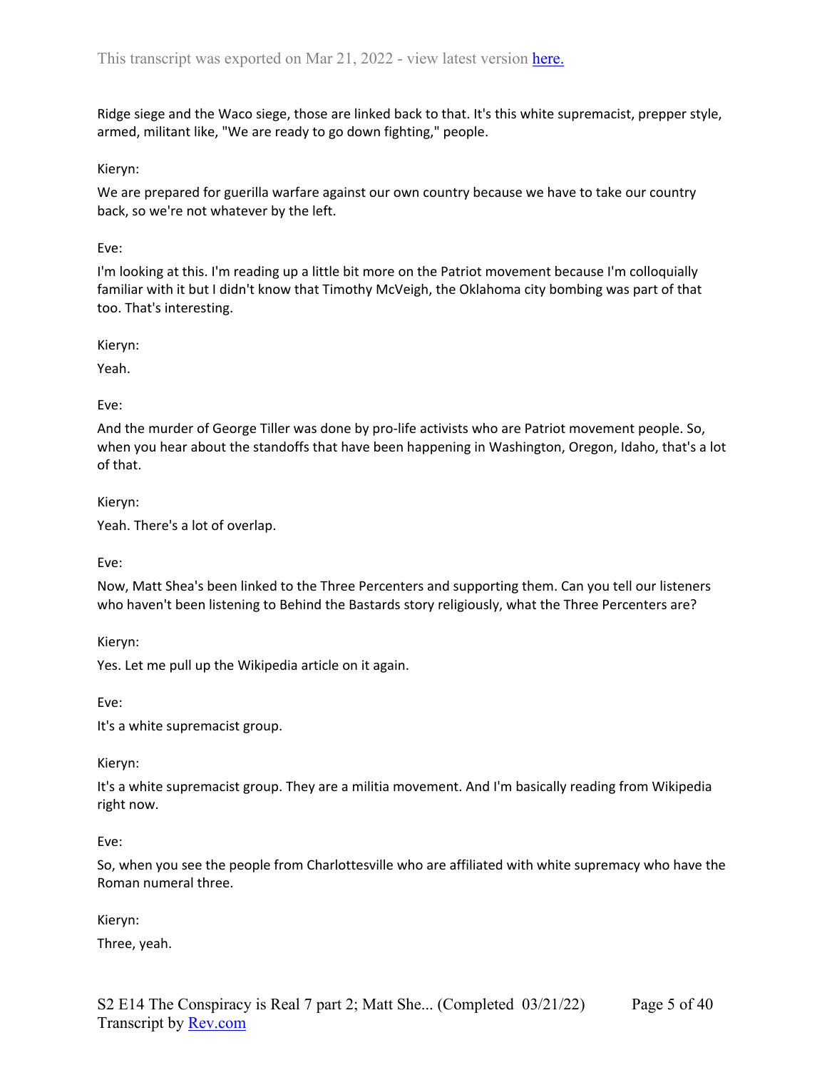Ridge siege and the Waco siege, those are linked back to that. It's this white supremacist, prepper style, armed, militant like, "We are ready to go down fighting," people.

Kieryn:

We are prepared for guerilla warfare against our own country because we have to take our country back, so we're not whatever by the left.

Eve:

I'm looking at this. I'm reading up a little bit more on the Patriot movement because I'm colloquially familiar with it but I didn't know that Timothy McVeigh, the Oklahoma city bombing was part of that too. That's interesting.

Kieryn:

Yeah.

Eve:

And the murder of George Tiller was done by pro-life activists who are Patriot movement people. So, when you hear about the standoffs that have been happening in Washington, Oregon, Idaho, that's a lot of that.

Kieryn:

Yeah. There's a lot of overlap.

Eve:

Now, Matt Shea's been linked to the Three Percenters and supporting them. Can you tell our listeners who haven't been listening to Behind the Bastards story religiously, what the Three Percenters are?

Kieryn:

Yes. Let me pull up the Wikipedia article on it again.

Eve:

It's a white supremacist group.

Kieryn:

It's a white supremacist group. They are a militia movement. And I'm basically reading from Wikipedia right now.

Eve:

So, when you see the people from Charlottesville who are affiliated with white supremacy who have the Roman numeral three.

Kieryn:

Three, yeah.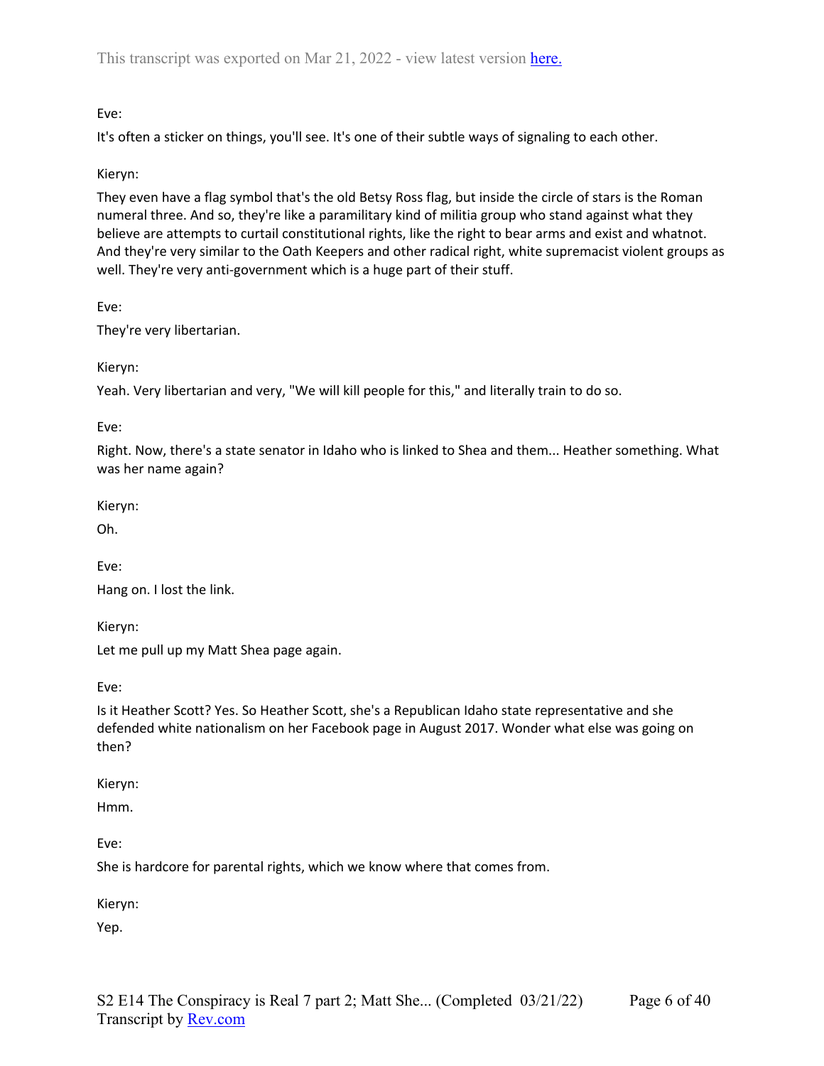Eve:

It's often a sticker on things, you'll see. It's one of their subtle ways of signaling to each other.

Kieryn:

They even have a flag symbol that's the old Betsy Ross flag, but inside the circle of stars is the Roman numeral three. And so, they're like a paramilitary kind of militia group who stand against what they believe are attempts to curtail constitutional rights, like the right to bear arms and exist and whatnot. And they're very similar to the Oath Keepers and other radical right, white supremacist violent groups as well. They're very anti-government which is a huge part of their stuff.

Eve:

They're very libertarian.

Kieryn:

Yeah. Very libertarian and very, "We will kill people for this," and literally train to do so.

Eve:

Right. Now, there's a state senator in Idaho who is linked to Shea and them... Heather something. What was her name again?

Kieryn:

Oh.

Eve:

Hang on. I lost the link.

Kieryn:

Let me pull up my Matt Shea page again.

Eve:

Is it Heather Scott? Yes. So Heather Scott, she's a Republican Idaho state representative and she defended white nationalism on her Facebook page in August 2017. Wonder what else was going on then?

Kieryn:

Hmm.

Eve:

She is hardcore for parental rights, which we know where that comes from.

Kieryn:

Yep.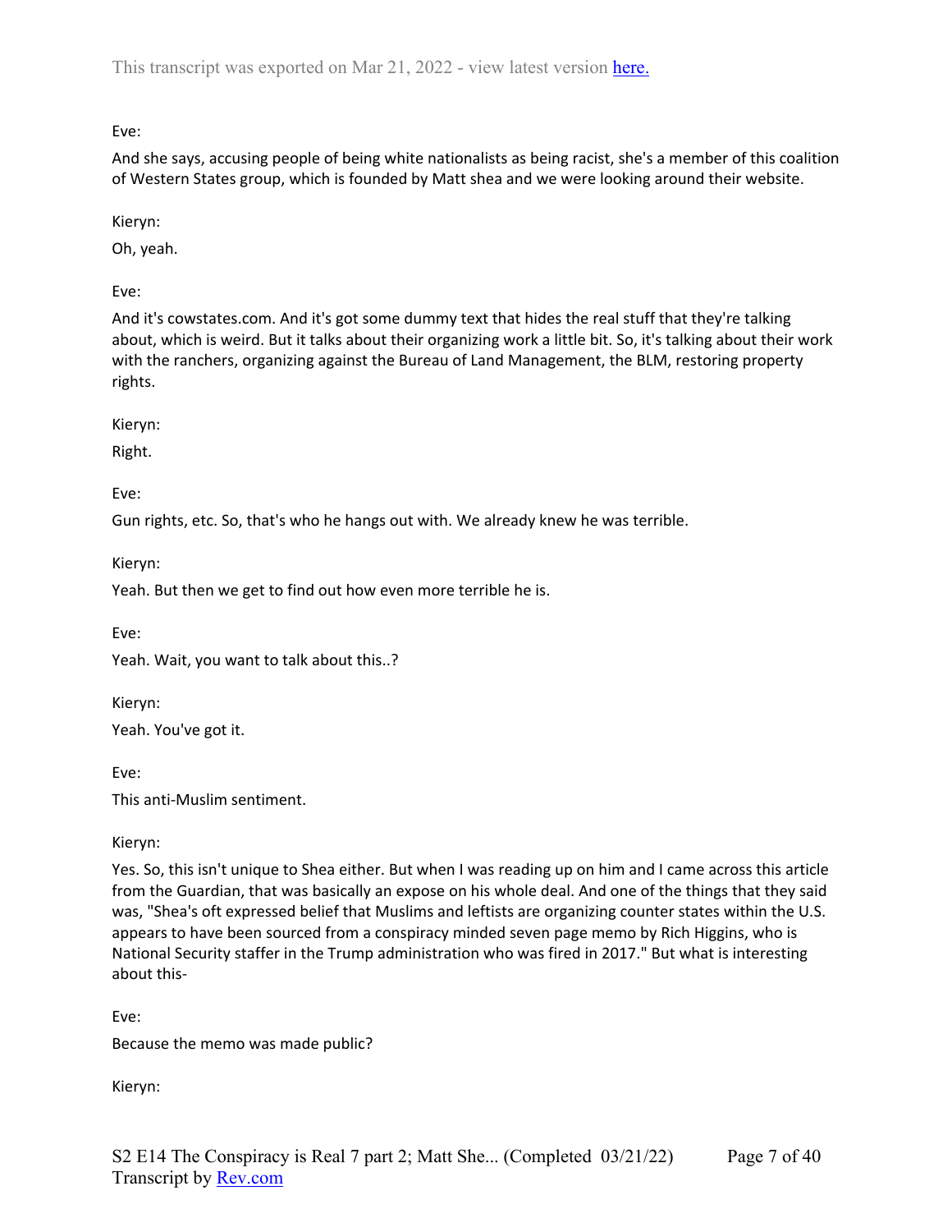Eve:

And she says, accusing people of being white nationalists as being racist, she's a member of this coalition of Western States group, which is founded by Matt shea and we were looking around their website.

Kieryn:

Oh, yeah.

Eve:

And it's cowstates.com. And it's got some dummy text that hides the real stuff that they're talking about, which is weird. But it talks about their organizing work a little bit. So, it's talking about their work with the ranchers, organizing against the Bureau of Land Management, the BLM, restoring property rights.

Kieryn:

Right.

Eve:

Gun rights, etc. So, that's who he hangs out with. We already knew he was terrible.

Kieryn:

Yeah. But then we get to find out how even more terrible he is.

Eve:

Yeah. Wait, you want to talk about this..?

Kieryn:

Yeah. You've got it.

Eve:

This anti-Muslim sentiment.

Kieryn:

Yes. So, this isn't unique to Shea either. But when I was reading up on him and I came across this article from the Guardian, that was basically an expose on his whole deal. And one of the things that they said was, "Shea's oft expressed belief that Muslims and leftists are organizing counter states within the U.S. appears to have been sourced from a conspiracy minded seven page memo by Rich Higgins, who is National Security staffer in the Trump administration who was fired in 2017." But what is interesting about this-

Eve:

Because the memo was made public?

Kieryn: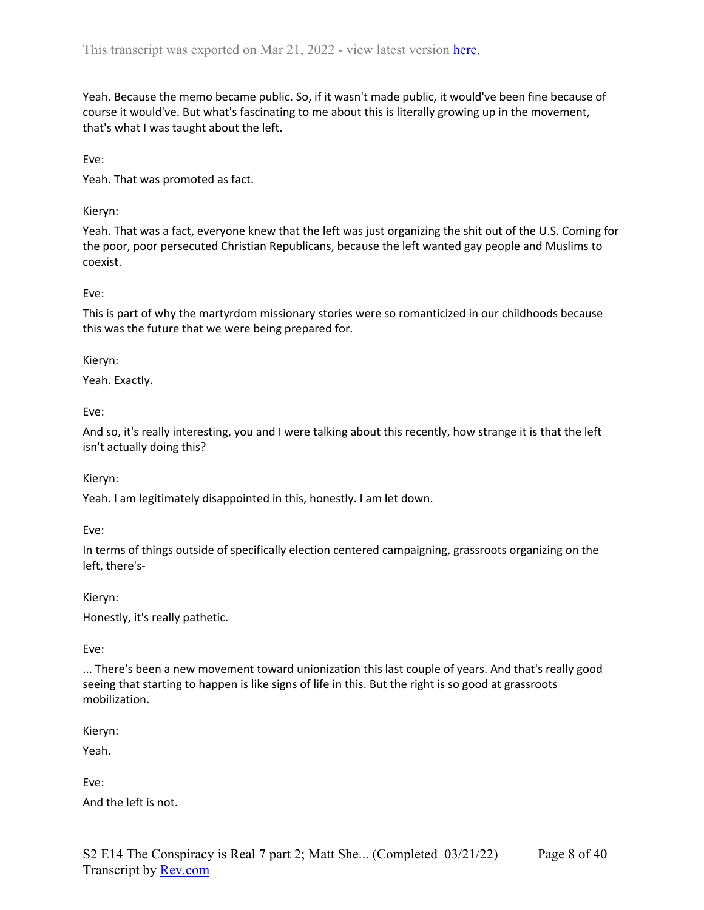Yeah. Because the memo became public. So, if it wasn't made public, it would've been fine because of course it would've. But what's fascinating to me about this is literally growing up in the movement, that's what I was taught about the left.

Eve:

Yeah. That was promoted as fact.

Kieryn:

Yeah. That was a fact, everyone knew that the left was just organizing the shit out of the U.S. Coming for the poor, poor persecuted Christian Republicans, because the left wanted gay people and Muslims to coexist.

Eve:

This is part of why the martyrdom missionary stories were so romanticized in our childhoods because this was the future that we were being prepared for.

Kieryn:

Yeah. Exactly.

Eve:

And so, it's really interesting, you and I were talking about this recently, how strange it is that the left isn't actually doing this?

Kieryn:

Yeah. I am legitimately disappointed in this, honestly. I am let down.

Eve:

In terms of things outside of specifically election centered campaigning, grassroots organizing on the left, there's-

Kieryn:

Honestly, it's really pathetic.

Eve:

... There's been a new movement toward unionization this last couple of years. And that's really good seeing that starting to happen is like signs of life in this. But the right is so good at grassroots mobilization.

Kieryn:

Yeah.

Eve:

And the left is not.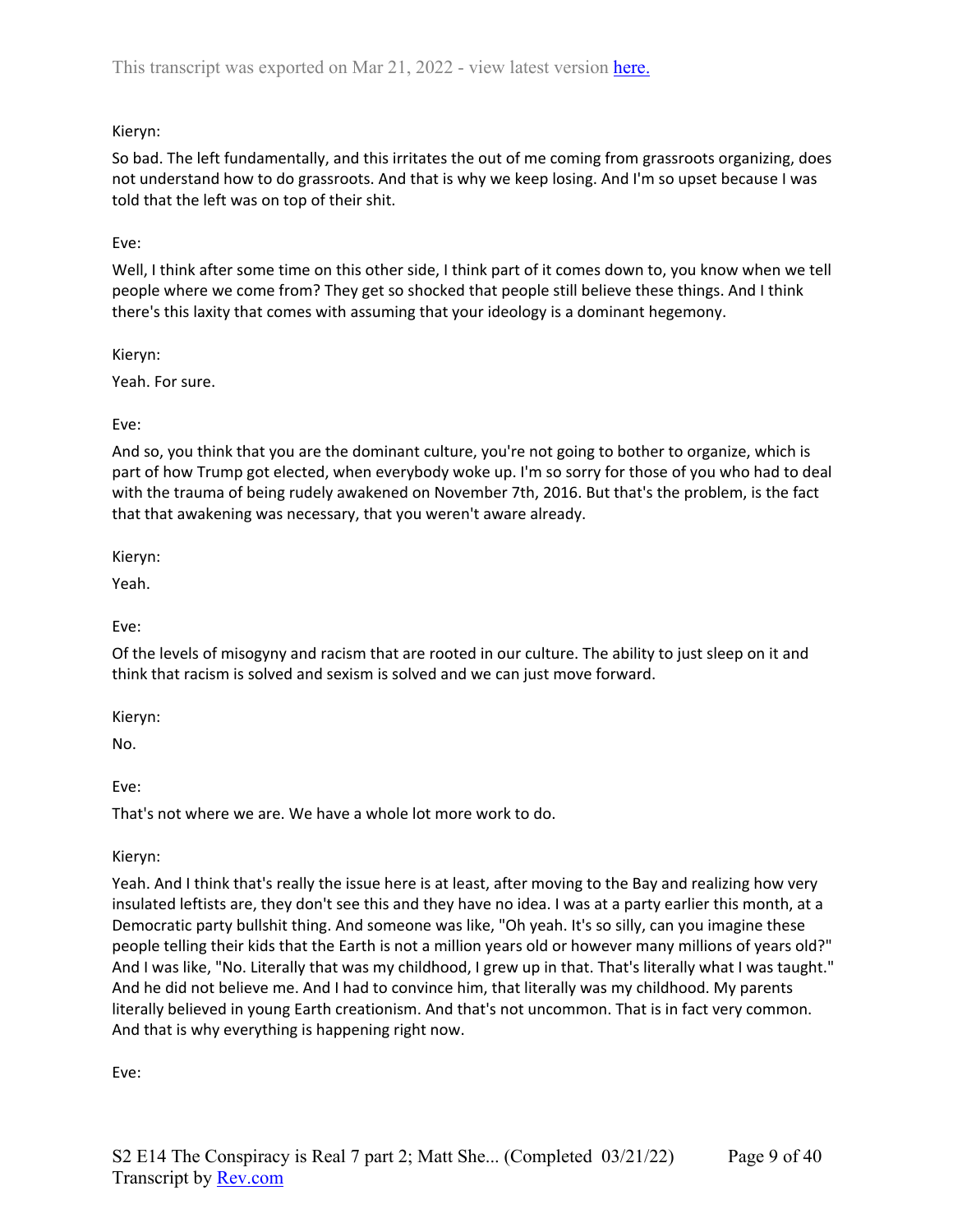Kieryn:

So bad. The left fundamentally, and this irritates the out of me coming from grassroots organizing, does not understand how to do grassroots. And that is why we keep losing. And I'm so upset because I was told that the left was on top of their shit.

Eve:

Well, I think after some time on this other side, I think part of it comes down to, you know when we tell people where we come from? They get so shocked that people still believe these things. And I think there's this laxity that comes with assuming that your ideology is a dominant hegemony.

Kieryn:

Yeah. For sure.

Eve:

And so, you think that you are the dominant culture, you're not going to bother to organize, which is part of how Trump got elected, when everybody woke up. I'm so sorry for those of you who had to deal with the trauma of being rudely awakened on November 7th, 2016. But that's the problem, is the fact that that awakening was necessary, that you weren't aware already.

Kieryn:

Yeah.

Eve:

Of the levels of misogyny and racism that are rooted in our culture. The ability to just sleep on it and think that racism is solved and sexism is solved and we can just move forward.

Kieryn:

No.

Eve:

That's not where we are. We have a whole lot more work to do.

Kieryn:

Yeah. And I think that's really the issue here is at least, after moving to the Bay and realizing how very insulated leftists are, they don't see this and they have no idea. I was at a party earlier this month, at a Democratic party bullshit thing. And someone was like, "Oh yeah. It's so silly, can you imagine these people telling their kids that the Earth is not a million years old or however many millions of years old?" And I was like, "No. Literally that was my childhood, I grew up in that. That's literally what I was taught." And he did not believe me. And I had to convince him, that literally was my childhood. My parents literally believed in young Earth creationism. And that's not uncommon. That is in fact very common. And that is why everything is happening right now.

Eve: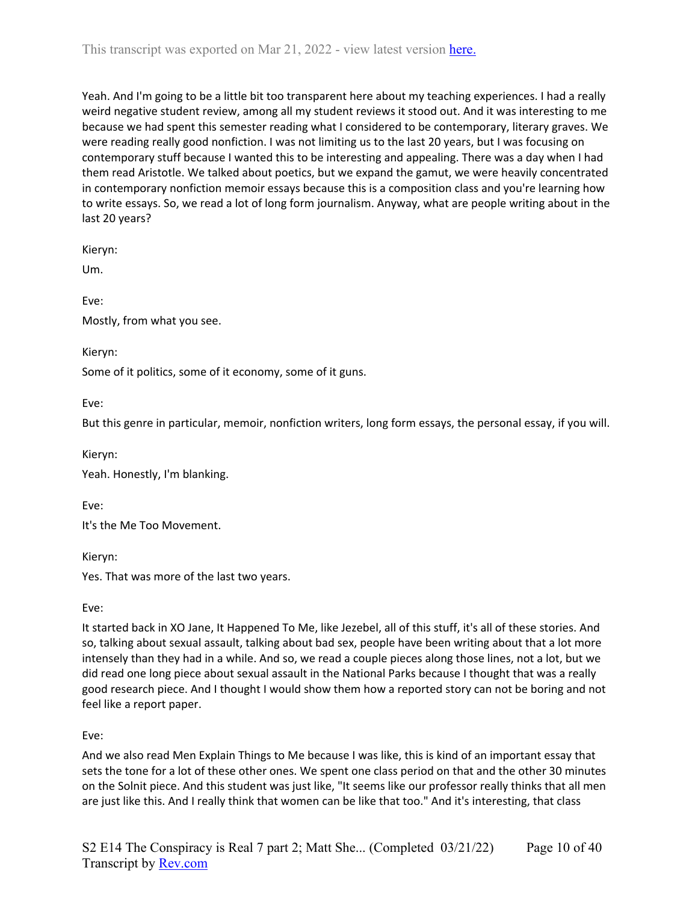Yeah. And I'm going to be a little bit too transparent here about my teaching experiences. I had a really weird negative student review, among all my student reviews it stood out. And it was interesting to me because we had spent this semester reading what I considered to be contemporary, literary graves. We were reading really good nonfiction. I was not limiting us to the last 20 years, but I was focusing on contemporary stuff because I wanted this to be interesting and appealing. There was a day when I had them read Aristotle. We talked about poetics, but we expand the gamut, we were heavily concentrated in contemporary nonfiction memoir essays because this is a composition class and you're learning how to write essays. So, we read a lot of long form journalism. Anyway, what are people writing about in the last 20 years?

Kieryn:

Um.

Eve:

Mostly, from what you see.

Kieryn:

Some of it politics, some of it economy, some of it guns.

Eve:

But this genre in particular, memoir, nonfiction writers, long form essays, the personal essay, if you will.

Kieryn:

Yeah. Honestly, I'm blanking.

Eve:

It's the Me Too Movement.

Kieryn:

Yes. That was more of the last two years.

Eve:

It started back in XO Jane, It Happened To Me, like Jezebel, all of this stuff, it's all of these stories. And so, talking about sexual assault, talking about bad sex, people have been writing about that a lot more intensely than they had in a while. And so, we read a couple pieces along those lines, not a lot, but we did read one long piece about sexual assault in the National Parks because I thought that was a really good research piece. And I thought I would show them how a reported story can not be boring and not feel like a report paper.

Eve:

And we also read Men Explain Things to Me because I was like, this is kind of an important essay that sets the tone for a lot of these other ones. We spent one class period on that and the other 30 minutes on the Solnit piece. And this student was just like, "It seems like our professor really thinks that all men are just like this. And I really think that women can be like that too." And it's interesting, that class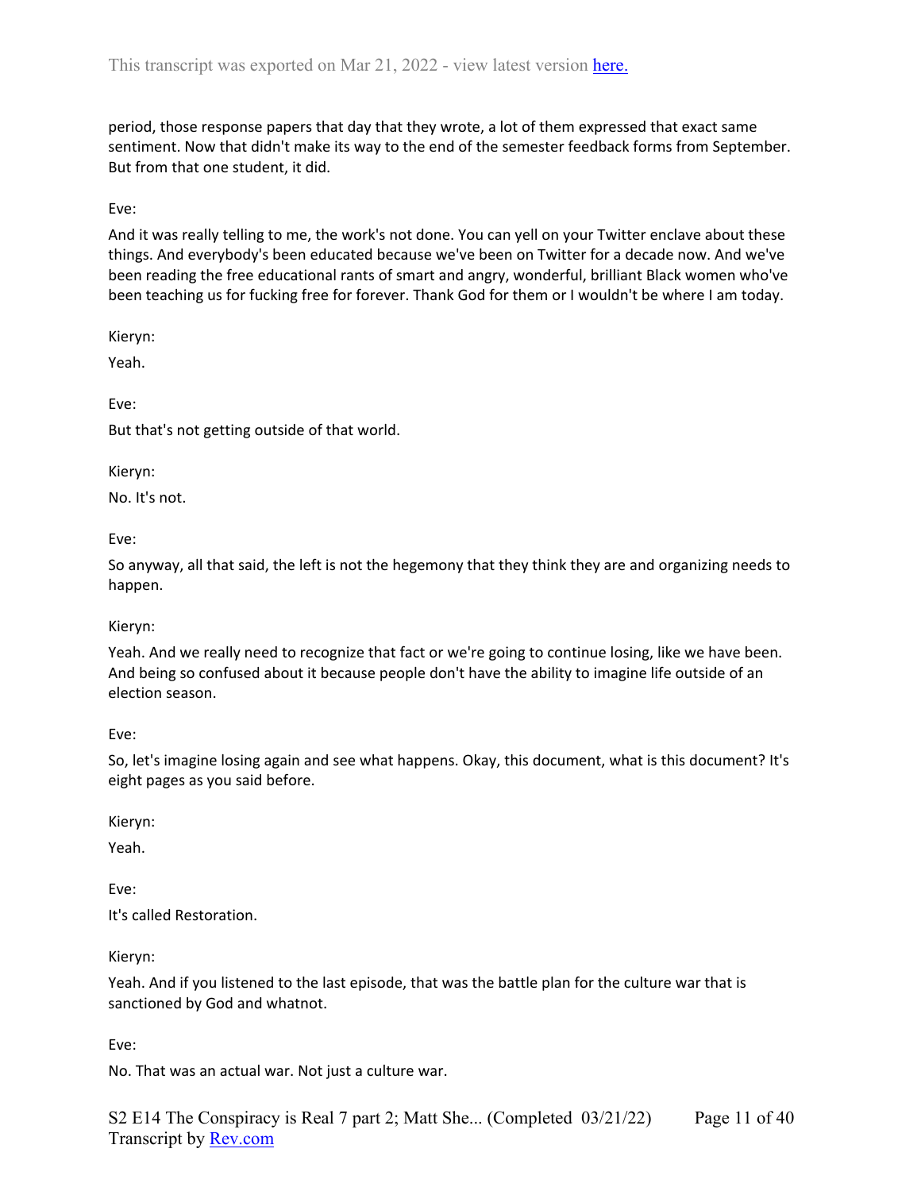period, those response papers that day that they wrote, a lot of them expressed that exact same sentiment. Now that didn't make its way to the end of the semester feedback forms from September. But from that one student, it did.

Eve:

And it was really telling to me, the work's not done. You can yell on your Twitter enclave about these things. And everybody's been educated because we've been on Twitter for a decade now. And we've been reading the free educational rants of smart and angry, wonderful, brilliant Black women who've been teaching us for fucking free for forever. Thank God for them or I wouldn't be where I am today.

Kieryn:

Yeah.

Eve:

But that's not getting outside of that world.

Kieryn:

No. It's not.

Eve:

So anyway, all that said, the left is not the hegemony that they think they are and organizing needs to happen.

Kieryn:

Yeah. And we really need to recognize that fact or we're going to continue losing, like we have been. And being so confused about it because people don't have the ability to imagine life outside of an election season.

Eve:

So, let's imagine losing again and see what happens. Okay, this document, what is this document? It's eight pages as you said before.

Kieryn:

Yeah.

Eve:

It's called Restoration.

Kieryn:

Yeah. And if you listened to the last episode, that was the battle plan for the culture war that is sanctioned by God and whatnot.

Eve:

No. That was an actual war. Not just a culture war.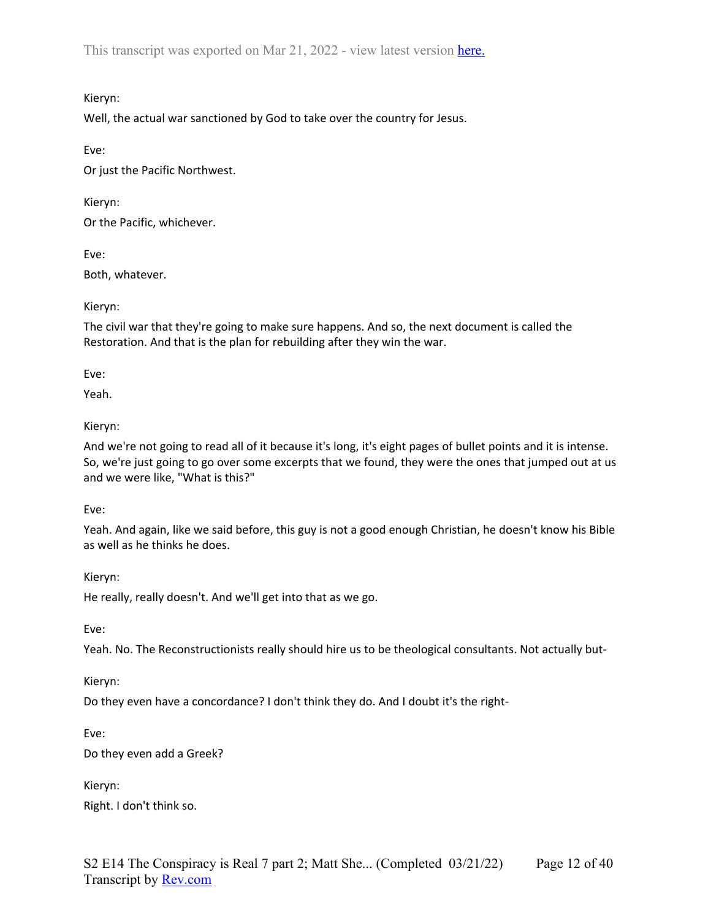Kieryn:

Well, the actual war sanctioned by God to take over the country for Jesus.

Eve:

Or just the Pacific Northwest.

Kieryn:

Or the Pacific, whichever.

Eve:

Both, whatever.

Kieryn:

The civil war that they're going to make sure happens. And so, the next document is called the Restoration. And that is the plan for rebuilding after they win the war.

Eve:

Yeah.

Kieryn:

And we're not going to read all of it because it's long, it's eight pages of bullet points and it is intense. So, we're just going to go over some excerpts that we found, they were the ones that jumped out at us and we were like, "What is this?"

Eve:

Yeah. And again, like we said before, this guy is not a good enough Christian, he doesn't know his Bible as well as he thinks he does.

Kieryn:

He really, really doesn't. And we'll get into that as we go.

Eve:

Yeah. No. The Reconstructionists really should hire us to be theological consultants. Not actually but-

Kieryn:

Do they even have a concordance? I don't think they do. And I doubt it's the right-

Eve:

Do they even add a Greek?

Kieryn:

Right. I don't think so.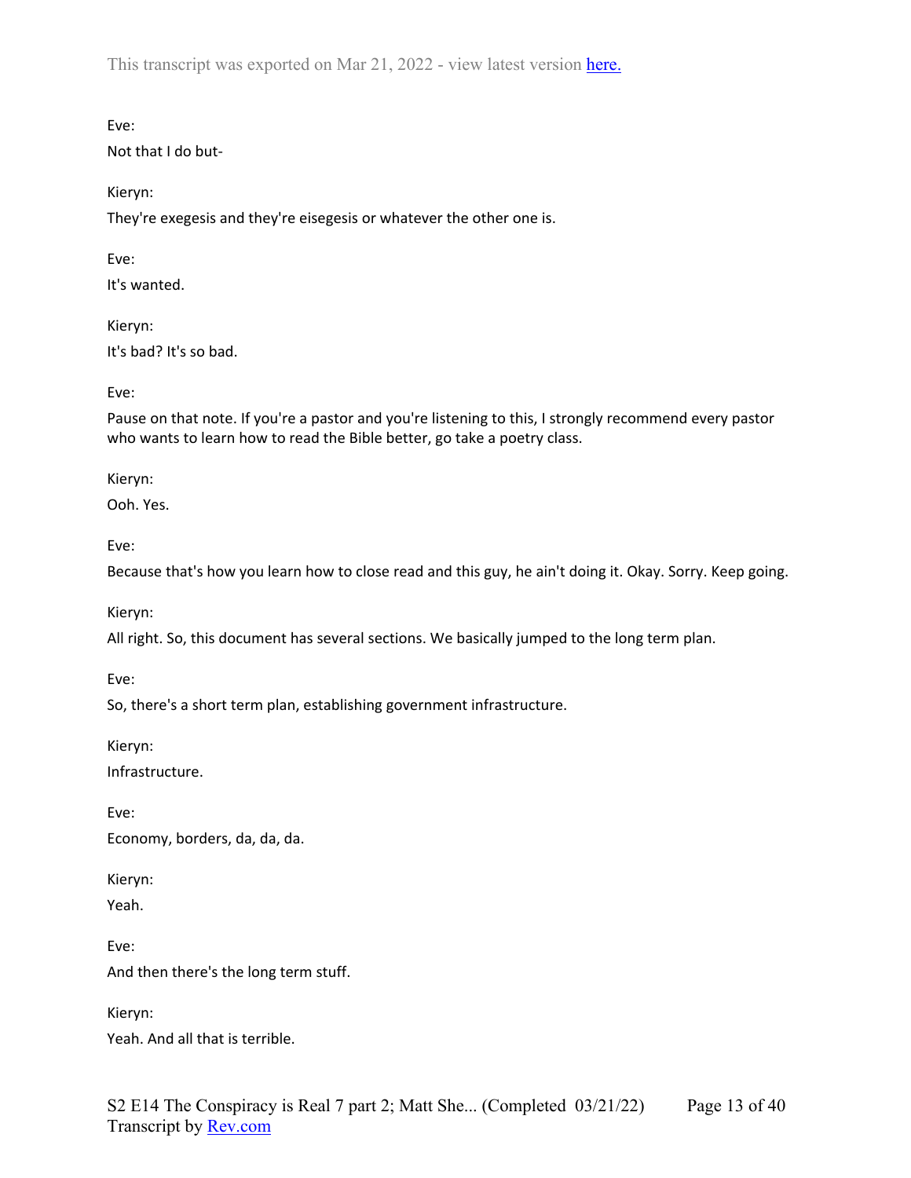Eve:

Not that I do but-

Kieryn:

They're exegesis and they're eisegesis or whatever the other one is.

Eve:

It's wanted.

Kieryn:

It's bad? It's so bad.

Eve:

Pause on that note. If you're a pastor and you're listening to this, I strongly recommend every pastor who wants to learn how to read the Bible better, go take a poetry class.

Kieryn:

Ooh. Yes.

Eve:

Because that's how you learn how to close read and this guy, he ain't doing it. Okay. Sorry. Keep going.

Kieryn:

All right. So, this document has several sections. We basically jumped to the long term plan.

Eve:

So, there's a short term plan, establishing government infrastructure.

Kieryn:

Infrastructure.

Eve:

Economy, borders, da, da, da.

Kieryn:

Yeah.

Eve:

And then there's the long term stuff.

Kieryn:

Yeah. And all that is terrible.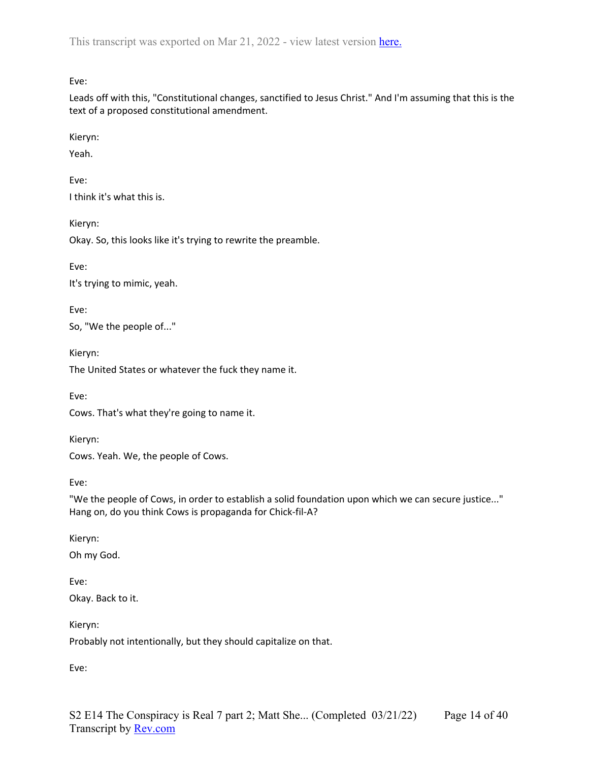Eve:

Leads off with this, "Constitutional changes, sanctified to Jesus Christ." And I'm assuming that this is the text of a proposed constitutional amendment.

Kieryn:

Yeah.

Eve:

I think it's what this is.

Kieryn:

Okay. So, this looks like it's trying to rewrite the preamble.

Eve:

It's trying to mimic, yeah.

Eve:

So, "We the people of..."

Kieryn:

The United States or whatever the fuck they name it.

Eve:

Cows. That's what they're going to name it.

Kieryn:

Cows. Yeah. We, the people of Cows.

Eve:

"We the people of Cows, in order to establish a solid foundation upon which we can secure justice..." Hang on, do you think Cows is propaganda for Chick-fil-A?

Kieryn:

Oh my God.

Eve:

Okay. Back to it.

Kieryn:

Probably not intentionally, but they should capitalize on that.

Eve: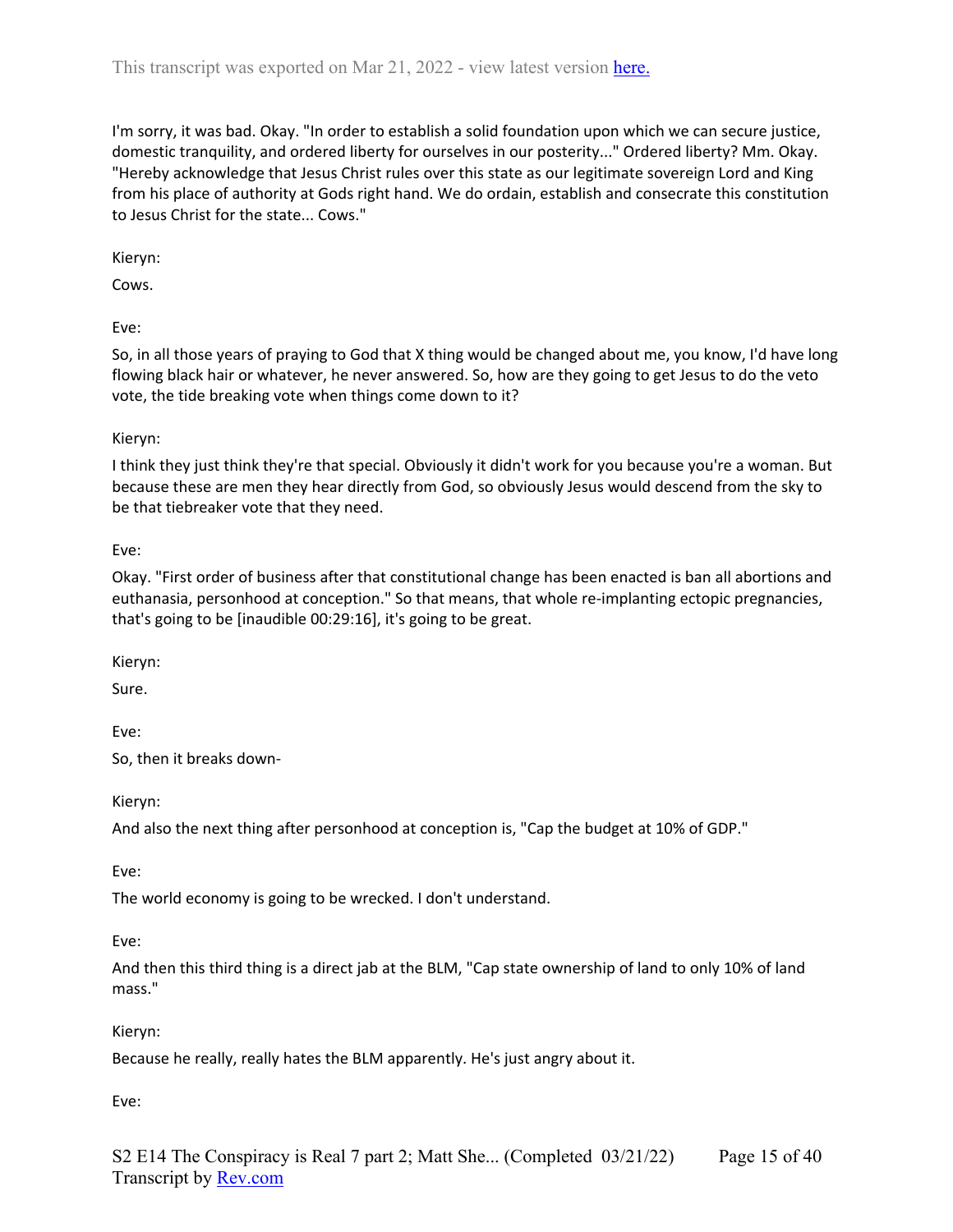I'm sorry, it was bad. Okay. "In order to establish a solid foundation upon which we can secure justice, domestic tranquility, and ordered liberty for ourselves in our posterity..." Ordered liberty? Mm. Okay. "Hereby acknowledge that Jesus Christ rules over this state as our legitimate sovereign Lord and King from his place of authority at Gods right hand. We do ordain, establish and consecrate this constitution to Jesus Christ for the state... Cows."

Kieryn:

Cows.

Eve:

So, in all those years of praying to God that X thing would be changed about me, you know, I'd have long flowing black hair or whatever, he never answered. So, how are they going to get Jesus to do the veto vote, the tide breaking vote when things come down to it?

Kieryn:

I think they just think they're that special. Obviously it didn't work for you because you're a woman. But because these are men they hear directly from God, so obviously Jesus would descend from the sky to be that tiebreaker vote that they need.

Eve:

Okay. "First order of business after that constitutional change has been enacted is ban all abortions and euthanasia, personhood at conception." So that means, that whole re-implanting ectopic pregnancies, that's going to be [inaudible 00:29:16], it's going to be great.

Kieryn:

Sure.

Eve:

So, then it breaks down-

Kieryn:

And also the next thing after personhood at conception is, "Cap the budget at 10% of GDP."

Eve:

The world economy is going to be wrecked. I don't understand.

Eve:

And then this third thing is a direct jab at the BLM, "Cap state ownership of land to only 10% of land mass."

Kieryn:

Because he really, really hates the BLM apparently. He's just angry about it.

Eve: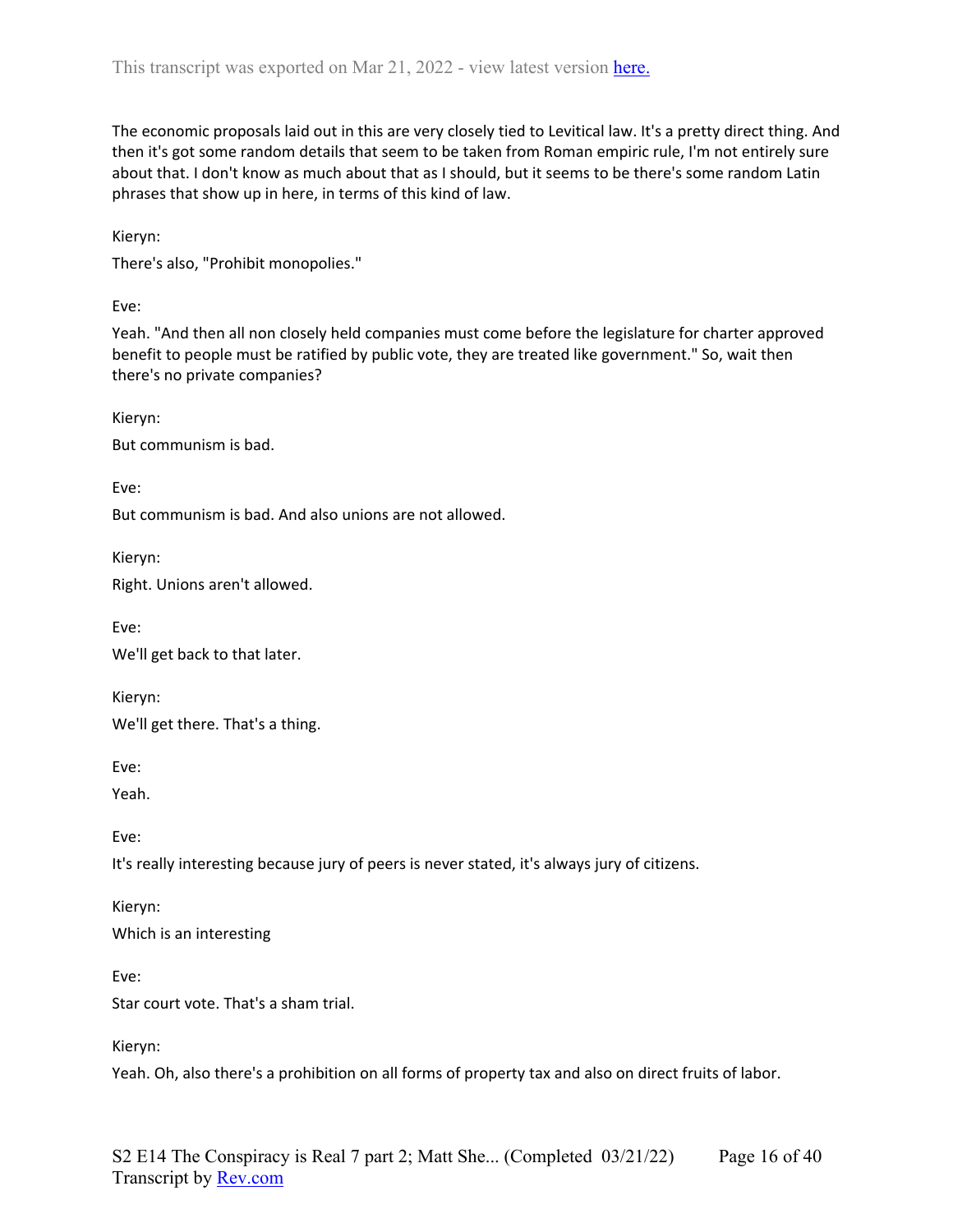The economic proposals laid out in this are very closely tied to Levitical law. It's a pretty direct thing. And then it's got some random details that seem to be taken from Roman empiric rule, I'm not entirely sure about that. I don't know as much about that as I should, but it seems to be there's some random Latin phrases that show up in here, in terms of this kind of law.

Kieryn:

There's also, "Prohibit monopolies."

Eve:

Yeah. "And then all non closely held companies must come before the legislature for charter approved benefit to people must be ratified by public vote, they are treated like government." So, wait then there's no private companies?

Kieryn:

But communism is bad.

Eve:

But communism is bad. And also unions are not allowed.

Kieryn:

Right. Unions aren't allowed.

Eve:

We'll get back to that later.

Kieryn:

We'll get there. That's a thing.

Eve:

Yeah.

Eve:

It's really interesting because jury of peers is never stated, it's always jury of citizens.

Kieryn:

Which is an interesting

Eve:

Star court vote. That's a sham trial.

Kieryn:

Yeah. Oh, also there's a prohibition on all forms of property tax and also on direct fruits of labor.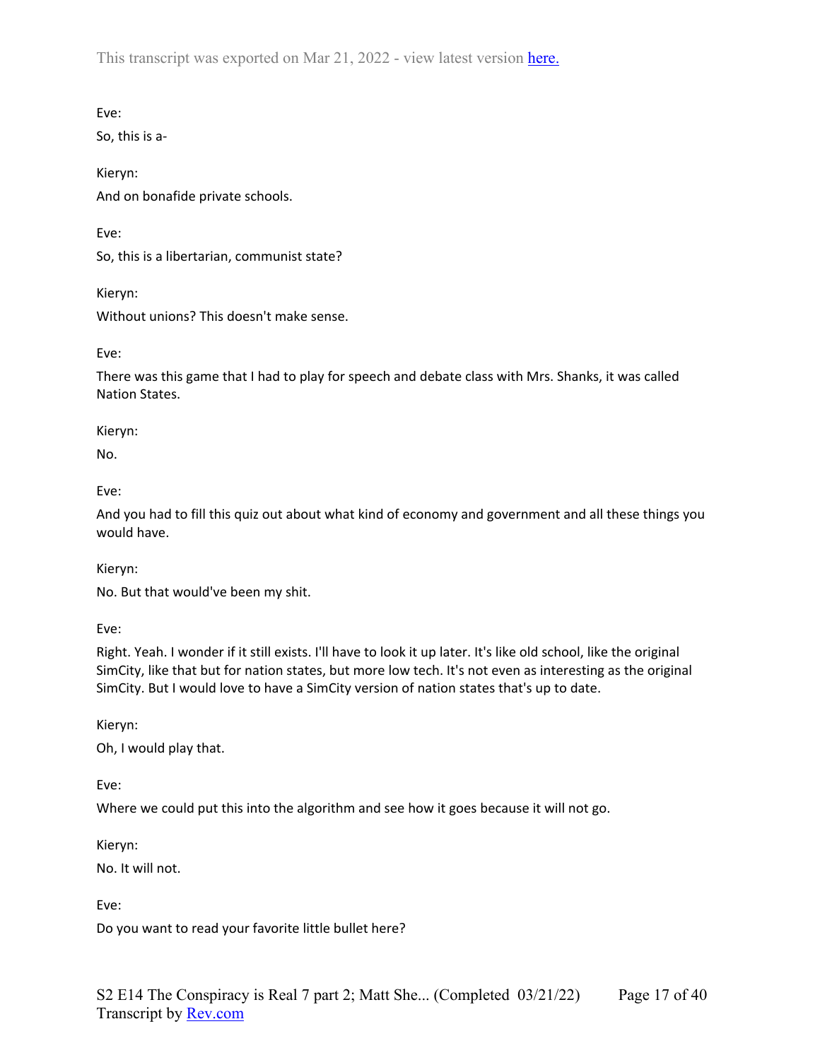Eve:

So, this is a-

Kieryn:

And on bonafide private schools.

Eve:

So, this is a libertarian, communist state?

Kieryn:

Without unions? This doesn't make sense.

Eve:

There was this game that I had to play for speech and debate class with Mrs. Shanks, it was called Nation States.

Kieryn:

No.

Eve:

And you had to fill this quiz out about what kind of economy and government and all these things you would have.

Kieryn:

No. But that would've been my shit.

Eve:

Right. Yeah. I wonder if it still exists. I'll have to look it up later. It's like old school, like the original SimCity, like that but for nation states, but more low tech. It's not even as interesting as the original SimCity. But I would love to have a SimCity version of nation states that's up to date.

Kieryn:

Oh, I would play that.

Eve:

Where we could put this into the algorithm and see how it goes because it will not go.

Kieryn:

No. It will not.

Eve:

Do you want to read your favorite little bullet here?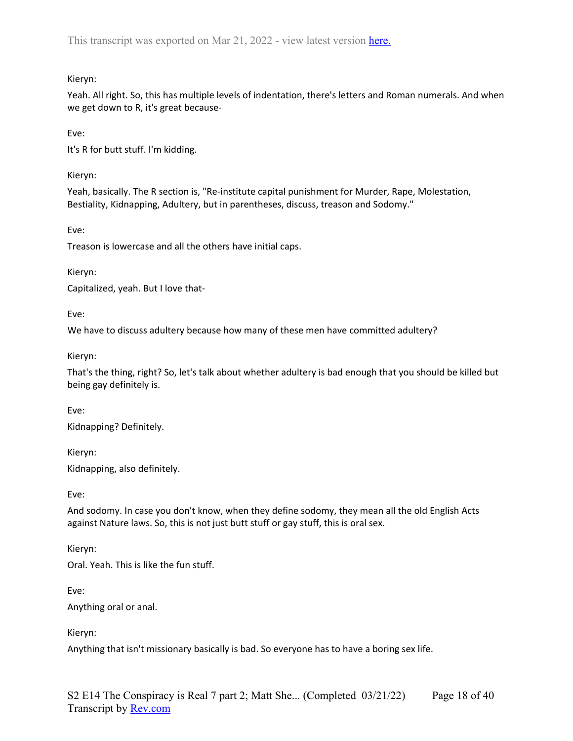Kieryn:

Yeah. All right. So, this has multiple levels of indentation, there's letters and Roman numerals. And when we get down to R, it's great because-

Eve:

It's R for butt stuff. I'm kidding.

Kieryn:

Yeah, basically. The R section is, "Re-institute capital punishment for Murder, Rape, Molestation, Bestiality, Kidnapping, Adultery, but in parentheses, discuss, treason and Sodomy."

Eve:

Treason is lowercase and all the others have initial caps.

Kieryn:

Capitalized, yeah. But I love that-

Eve:

We have to discuss adultery because how many of these men have committed adultery?

Kieryn:

That's the thing, right? So, let's talk about whether adultery is bad enough that you should be killed but being gay definitely is.

Eve:

Kidnapping? Definitely.

Kieryn:

Kidnapping, also definitely.

Eve:

And sodomy. In case you don't know, when they define sodomy, they mean all the old English Acts against Nature laws. So, this is not just butt stuff or gay stuff, this is oral sex.

Kieryn:

Oral. Yeah. This is like the fun stuff.

Eve:

Anything oral or anal.

Kieryn:

Anything that isn't missionary basically is bad. So everyone has to have a boring sex life.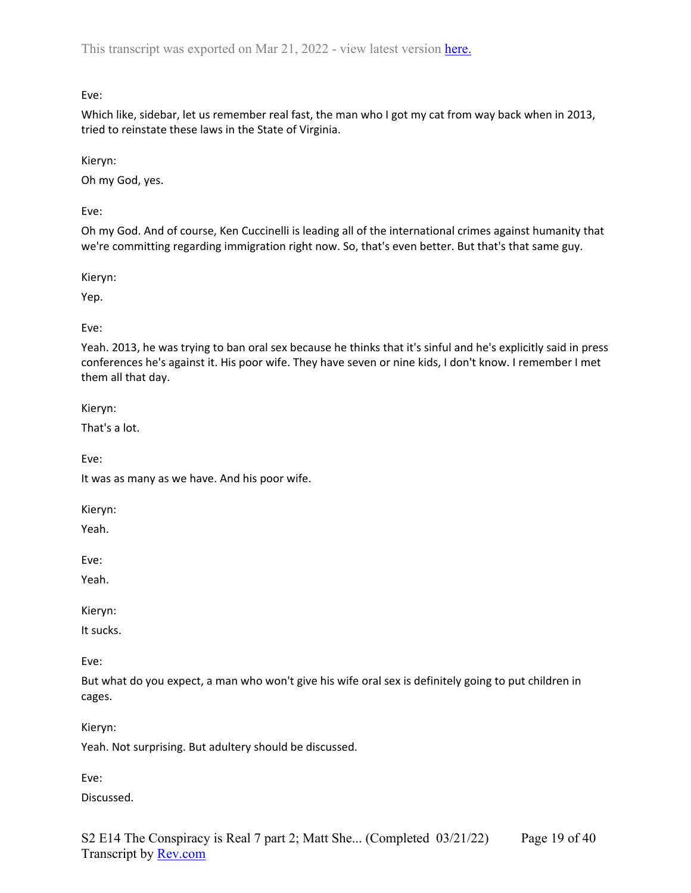Eve:

Which like, sidebar, let us remember real fast, the man who I got my cat from way back when in 2013, tried to reinstate these laws in the State of Virginia.

Kieryn:

Oh my God, yes.

Eve:

Oh my God. And of course, Ken Cuccinelli is leading all of the international crimes against humanity that we're committing regarding immigration right now. So, that's even better. But that's that same guy.

Kieryn:

Yep.

Eve:

Yeah. 2013, he was trying to ban oral sex because he thinks that it's sinful and he's explicitly said in press conferences he's against it. His poor wife. They have seven or nine kids, I don't know. I remember I met them all that day.

Kieryn:

That's a lot.

Eve:

It was as many as we have. And his poor wife.

Kieryn:

Yeah.

Eve:

Yeah.

Kieryn:

It sucks.

Eve:

But what do you expect, a man who won't give his wife oral sex is definitely going to put children in cages.

Kieryn:

Yeah. Not surprising. But adultery should be discussed.

Eve:

Discussed.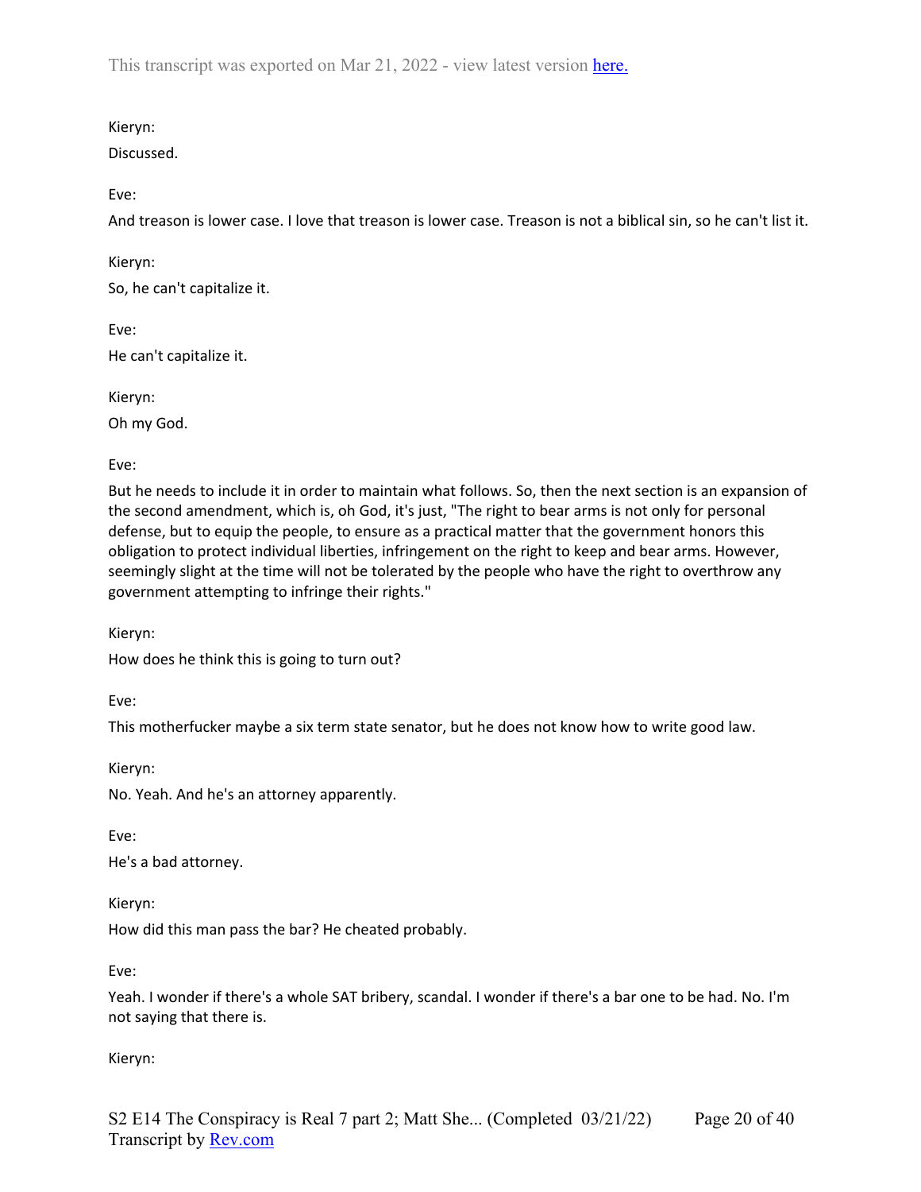Kieryn:

Discussed.

Eve:

And treason is lower case. I love that treason is lower case. Treason is not a biblical sin, so he can't list it.

Kieryn:

So, he can't capitalize it.

Eve:

He can't capitalize it.

Kieryn:

Oh my God.

Eve:

But he needs to include it in order to maintain what follows. So, then the next section is an expansion of the second amendment, which is, oh God, it's just, "The right to bear arms is not only for personal defense, but to equip the people, to ensure as a practical matter that the government honors this obligation to protect individual liberties, infringement on the right to keep and bear arms. However, seemingly slight at the time will not be tolerated by the people who have the right to overthrow any government attempting to infringe their rights."

Kieryn:

How does he think this is going to turn out?

Eve:

This motherfucker maybe a six term state senator, but he does not know how to write good law.

Kieryn:

No. Yeah. And he's an attorney apparently.

Eve:

He's a bad attorney.

Kieryn:

How did this man pass the bar? He cheated probably.

Eve:

Yeah. I wonder if there's a whole SAT bribery, scandal. I wonder if there's a bar one to be had. No. I'm not saying that there is.

Kieryn: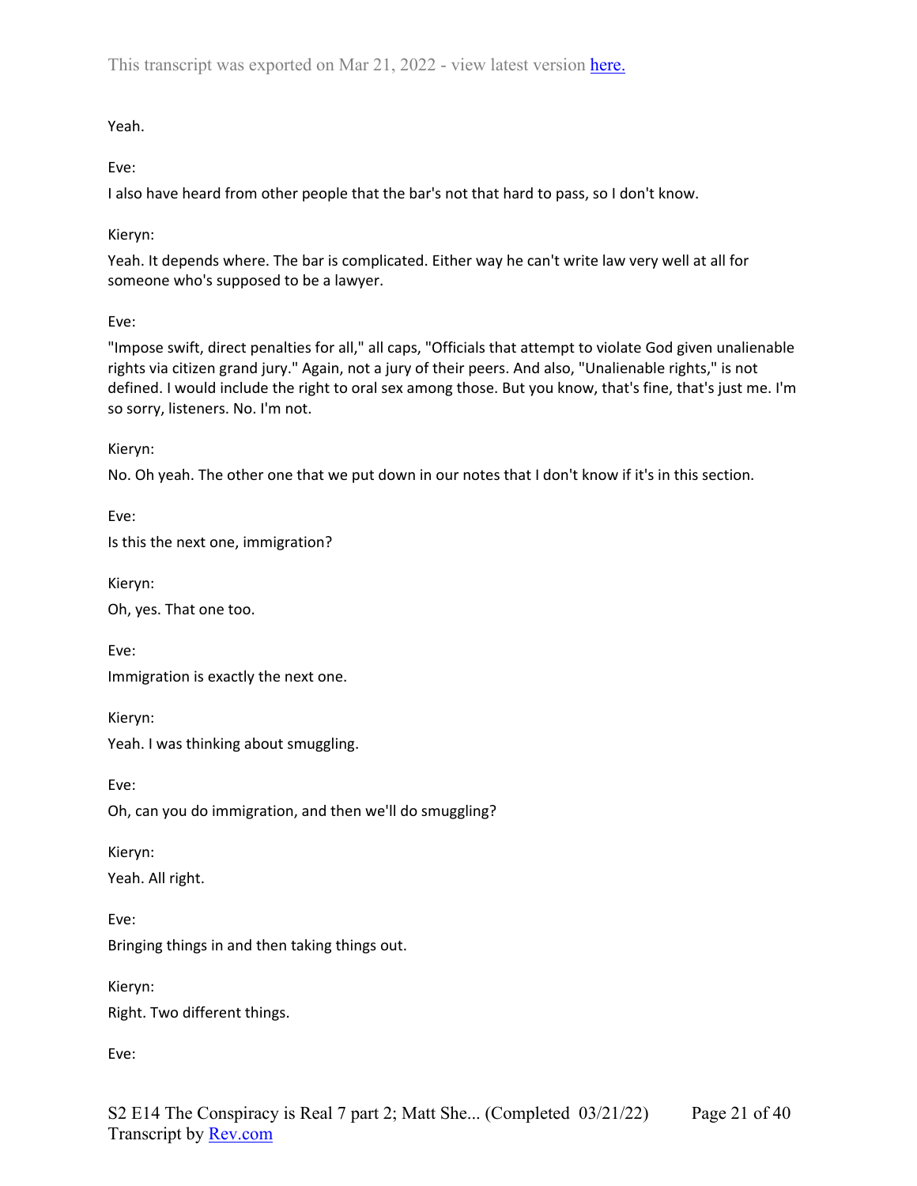Yeah.

Eve:

I also have heard from other people that the bar's not that hard to pass, so I don't know.

Kieryn:

Yeah. It depends where. The bar is complicated. Either way he can't write law very well at all for someone who's supposed to be a lawyer.

Eve:

"Impose swift, direct penalties for all," all caps, "Officials that attempt to violate God given unalienable rights via citizen grand jury." Again, not a jury of their peers. And also, "Unalienable rights," is not defined. I would include the right to oral sex among those. But you know, that's fine, that's just me. I'm so sorry, listeners. No. I'm not.

Kieryn:

No. Oh yeah. The other one that we put down in our notes that I don't know if it's in this section.

Eve:

Is this the next one, immigration?

Kieryn:

Oh, yes. That one too.

Eve:

Immigration is exactly the next one.

Kieryn:

Yeah. I was thinking about smuggling.

Eve:

Oh, can you do immigration, and then we'll do smuggling?

Kieryn:

Yeah. All right.

Eve:

Bringing things in and then taking things out.

Kieryn:

Right. Two different things.

Eve: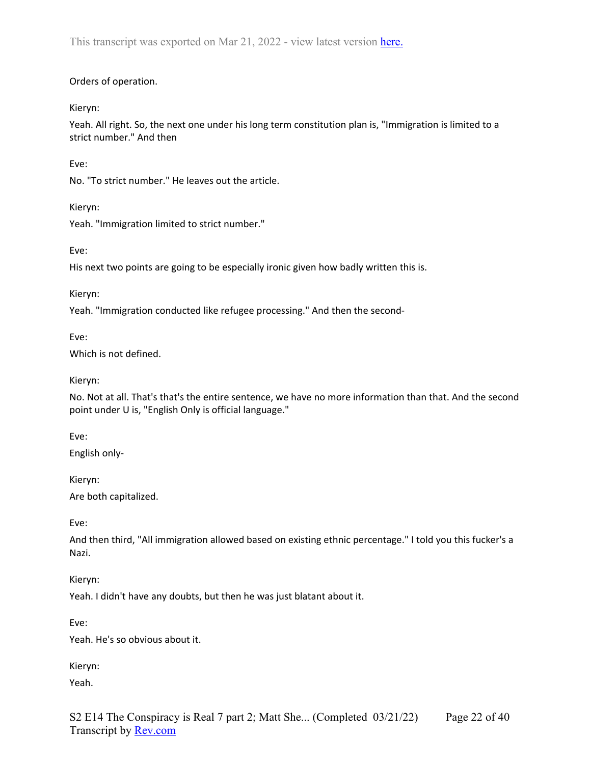Orders of operation.

Kieryn:

Yeah. All right. So, the next one under his long term constitution plan is, "Immigration is limited to a strict number." And then

Eve:

No. "To strict number." He leaves out the article.

Kieryn:

Yeah. "Immigration limited to strict number."

Eve:

His next two points are going to be especially ironic given how badly written this is.

Kieryn:

Yeah. "Immigration conducted like refugee processing." And then the second-

Eve:

Which is not defined.

Kieryn:

No. Not at all. That's that's the entire sentence, we have no more information than that. And the second point under U is, "English Only is official language."

Eve:

English only-

Kieryn:

Are both capitalized.

Eve:

And then third, "All immigration allowed based on existing ethnic percentage." I told you this fucker's a Nazi.

Kieryn:

Yeah. I didn't have any doubts, but then he was just blatant about it.

Eve:

Yeah. He's so obvious about it.

Kieryn:

Yeah.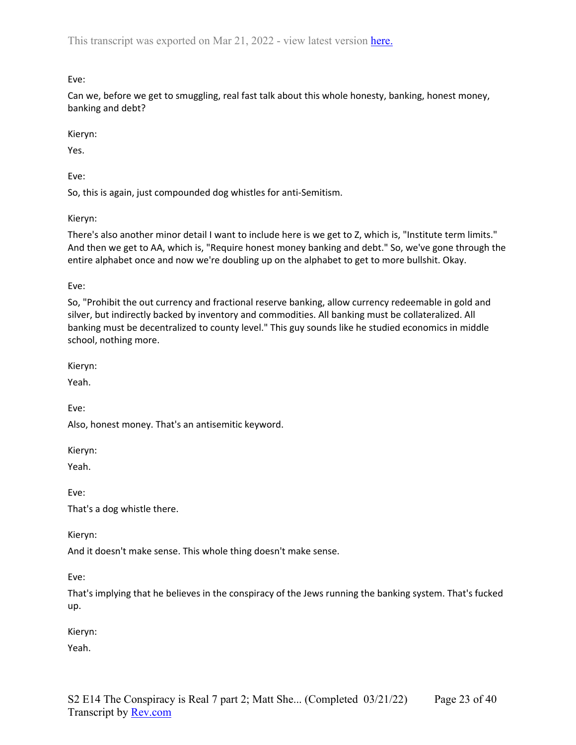Eve:

Can we, before we get to smuggling, real fast talk about this whole honesty, banking, honest money, banking and debt?

Kieryn:

Yes.

Eve:

So, this is again, just compounded dog whistles for anti-Semitism.

Kieryn:

There's also another minor detail I want to include here is we get to Z, which is, "Institute term limits." And then we get to AA, which is, "Require honest money banking and debt." So, we've gone through the entire alphabet once and now we're doubling up on the alphabet to get to more bullshit. Okay.

Eve:

So, "Prohibit the out currency and fractional reserve banking, allow currency redeemable in gold and silver, but indirectly backed by inventory and commodities. All banking must be collateralized. All banking must be decentralized to county level." This guy sounds like he studied economics in middle school, nothing more.

Kieryn:

Yeah.

Eve:

Also, honest money. That's an antisemitic keyword.

Kieryn:

Yeah.

Eve:

That's a dog whistle there.

Kieryn:

And it doesn't make sense. This whole thing doesn't make sense.

Eve:

That's implying that he believes in the conspiracy of the Jews running the banking system. That's fucked up.

Kieryn:

Yeah.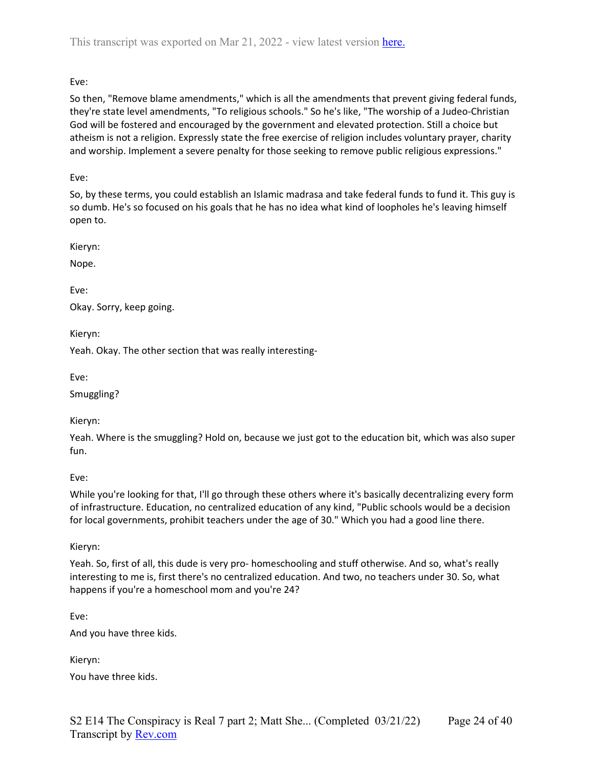Eve:

So then, "Remove blame amendments," which is all the amendments that prevent giving federal funds, they're state level amendments, "To religious schools." So he's like, "The worship of a Judeo-Christian God will be fostered and encouraged by the government and elevated protection. Still a choice but atheism is not a religion. Expressly state the free exercise of religion includes voluntary prayer, charity and worship. Implement a severe penalty for those seeking to remove public religious expressions."

Eve:

So, by these terms, you could establish an Islamic madrasa and take federal funds to fund it. This guy is so dumb. He's so focused on his goals that he has no idea what kind of loopholes he's leaving himself open to.

Kieryn:

Nope.

Eve:

Okay. Sorry, keep going.

Kieryn:

Yeah. Okay. The other section that was really interesting-

Eve:

Smuggling?

Kieryn:

Yeah. Where is the smuggling? Hold on, because we just got to the education bit, which was also super fun.

Eve:

While you're looking for that, I'll go through these others where it's basically decentralizing every form of infrastructure. Education, no centralized education of any kind, "Public schools would be a decision for local governments, prohibit teachers under the age of 30." Which you had a good line there.

Kieryn:

Yeah. So, first of all, this dude is very pro- homeschooling and stuff otherwise. And so, what's really interesting to me is, first there's no centralized education. And two, no teachers under 30. So, what happens if you're a homeschool mom and you're 24?

Eve:

And you have three kids.

Kieryn:

You have three kids.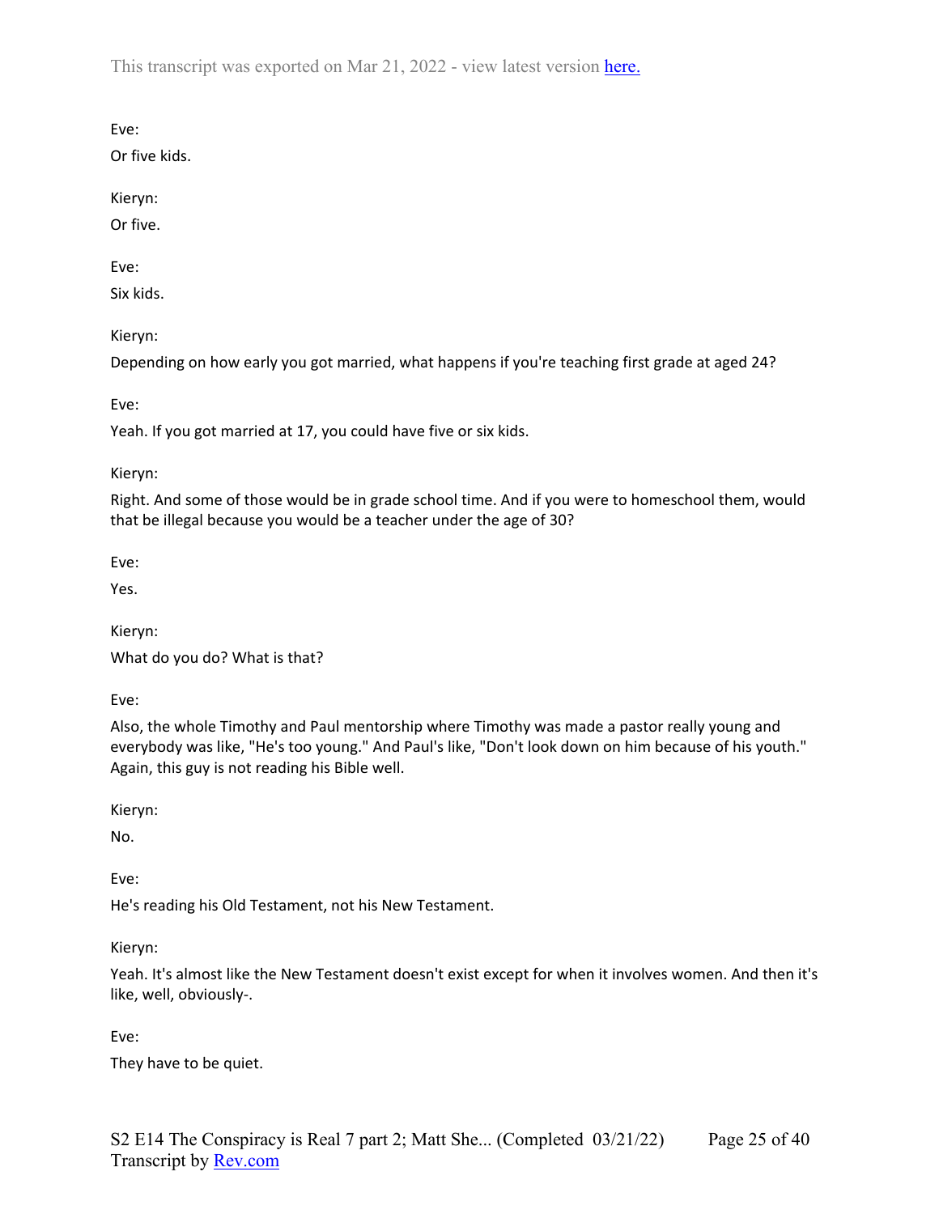Eve:

Or five kids.

Kieryn:

Or five.

Eve:

Six kids.

Kieryn:

Depending on how early you got married, what happens if you're teaching first grade at aged 24?

Eve:

Yeah. If you got married at 17, you could have five or six kids.

Kieryn:

Right. And some of those would be in grade school time. And if you were to homeschool them, would that be illegal because you would be a teacher under the age of 30?

Eve:

Yes.

Kieryn:

What do you do? What is that?

Eve:

Also, the whole Timothy and Paul mentorship where Timothy was made a pastor really young and everybody was like, "He's too young." And Paul's like, "Don't look down on him because of his youth." Again, this guy is not reading his Bible well.

Kieryn:

No.

Eve:

He's reading his Old Testament, not his New Testament.

Kieryn:

Yeah. It's almost like the New Testament doesn't exist except for when it involves women. And then it's like, well, obviously-.

Eve:

They have to be quiet.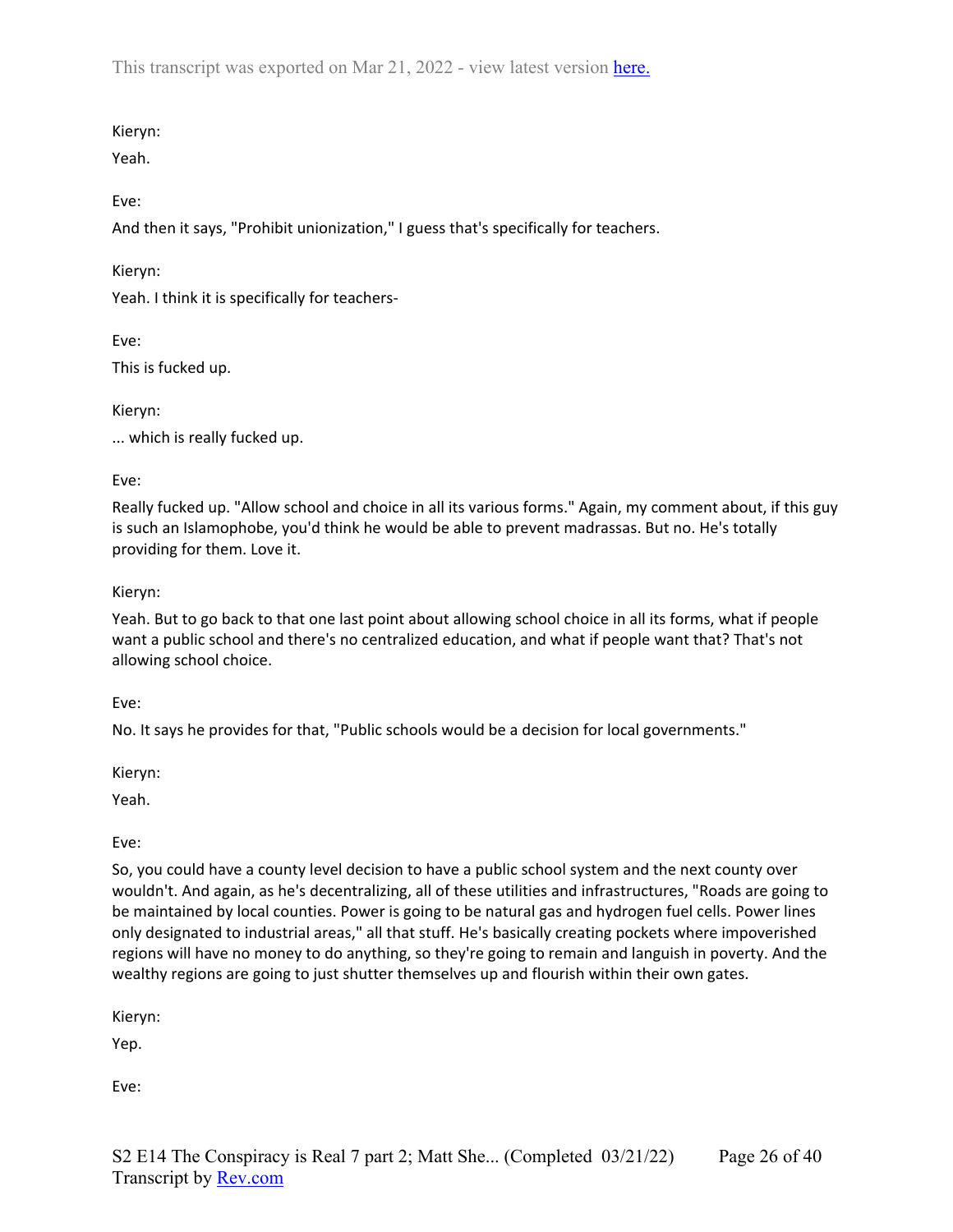Kieryn:

Yeah.

Eve:

And then it says, "Prohibit unionization," I guess that's specifically for teachers.

Kieryn:

Yeah. I think it is specifically for teachers-

Eve:

This is fucked up.

Kieryn:

... which is really fucked up.

Eve:

Really fucked up. "Allow school and choice in all its various forms." Again, my comment about, if this guy is such an Islamophobe, you'd think he would be able to prevent madrassas. But no. He's totally providing for them. Love it.

Kieryn:

Yeah. But to go back to that one last point about allowing school choice in all its forms, what if people want a public school and there's no centralized education, and what if people want that? That's not allowing school choice.

Eve:

No. It says he provides for that, "Public schools would be a decision for local governments."

Kieryn:

Yeah.

Eve:

So, you could have a county level decision to have a public school system and the next county over wouldn't. And again, as he's decentralizing, all of these utilities and infrastructures, "Roads are going to be maintained by local counties. Power is going to be natural gas and hydrogen fuel cells. Power lines only designated to industrial areas," all that stuff. He's basically creating pockets where impoverished regions will have no money to do anything, so they're going to remain and languish in poverty. And the wealthy regions are going to just shutter themselves up and flourish within their own gates.

Kieryn:

Yep.

Eve: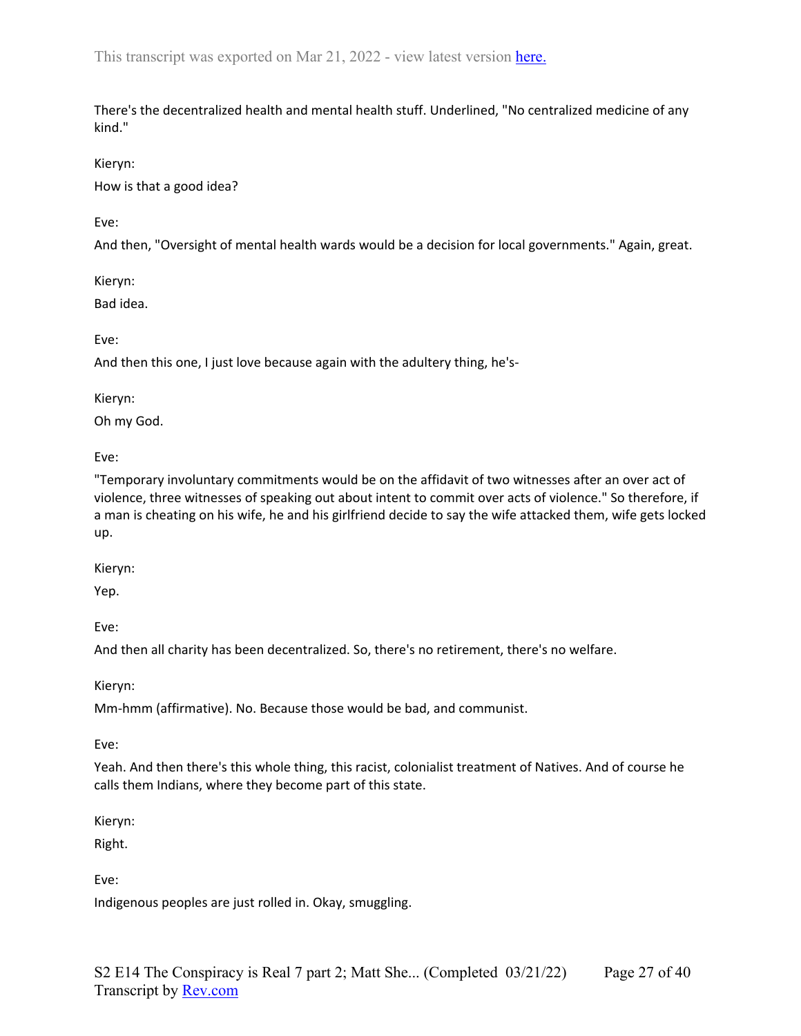There's the decentralized health and mental health stuff. Underlined, "No centralized medicine of any kind."

Kieryn:

How is that a good idea?

Eve:

And then, "Oversight of mental health wards would be a decision for local governments." Again, great.

Kieryn:

Bad idea.

Eve:

And then this one, I just love because again with the adultery thing, he's-

Kieryn:

Oh my God.

Eve:

"Temporary involuntary commitments would be on the affidavit of two witnesses after an over act of violence, three witnesses of speaking out about intent to commit over acts of violence." So therefore, if a man is cheating on his wife, he and his girlfriend decide to say the wife attacked them, wife gets locked up.

Kieryn:

Yep.

Eve:

And then all charity has been decentralized. So, there's no retirement, there's no welfare.

Kieryn:

Mm-hmm (affirmative). No. Because those would be bad, and communist.

Eve:

Yeah. And then there's this whole thing, this racist, colonialist treatment of Natives. And of course he calls them Indians, where they become part of this state.

Kieryn:

Right.

Eve:

Indigenous peoples are just rolled in. Okay, smuggling.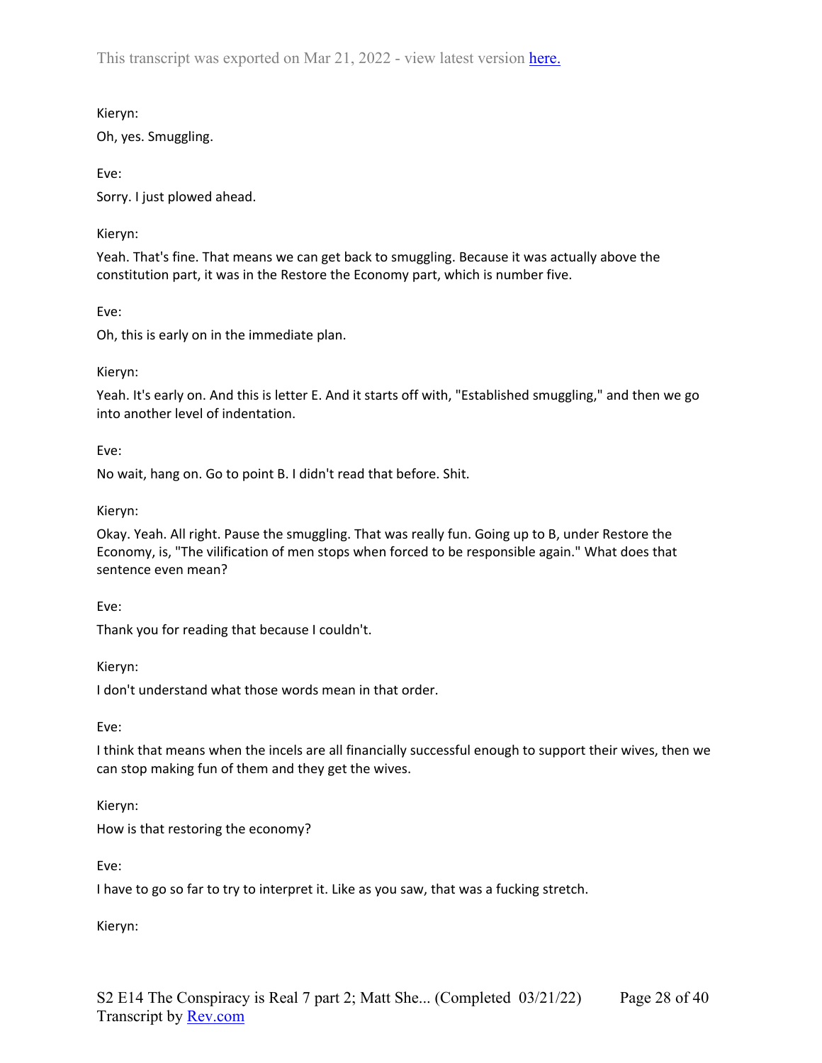Kieryn:

Oh, yes. Smuggling.

Eve:

Sorry. I just plowed ahead.

Kieryn:

Yeah. That's fine. That means we can get back to smuggling. Because it was actually above the constitution part, it was in the Restore the Economy part, which is number five.

Eve:

Oh, this is early on in the immediate plan.

Kieryn:

Yeah. It's early on. And this is letter E. And it starts off with, "Established smuggling," and then we go into another level of indentation.

Eve:

No wait, hang on. Go to point B. I didn't read that before. Shit.

Kieryn:

Okay. Yeah. All right. Pause the smuggling. That was really fun. Going up to B, under Restore the Economy, is, "The vilification of men stops when forced to be responsible again." What does that sentence even mean?

Eve:

Thank you for reading that because I couldn't.

Kieryn:

I don't understand what those words mean in that order.

Eve:

I think that means when the incels are all financially successful enough to support their wives, then we can stop making fun of them and they get the wives.

Kieryn:

How is that restoring the economy?

Eve:

I have to go so far to try to interpret it. Like as you saw, that was a fucking stretch.

Kieryn: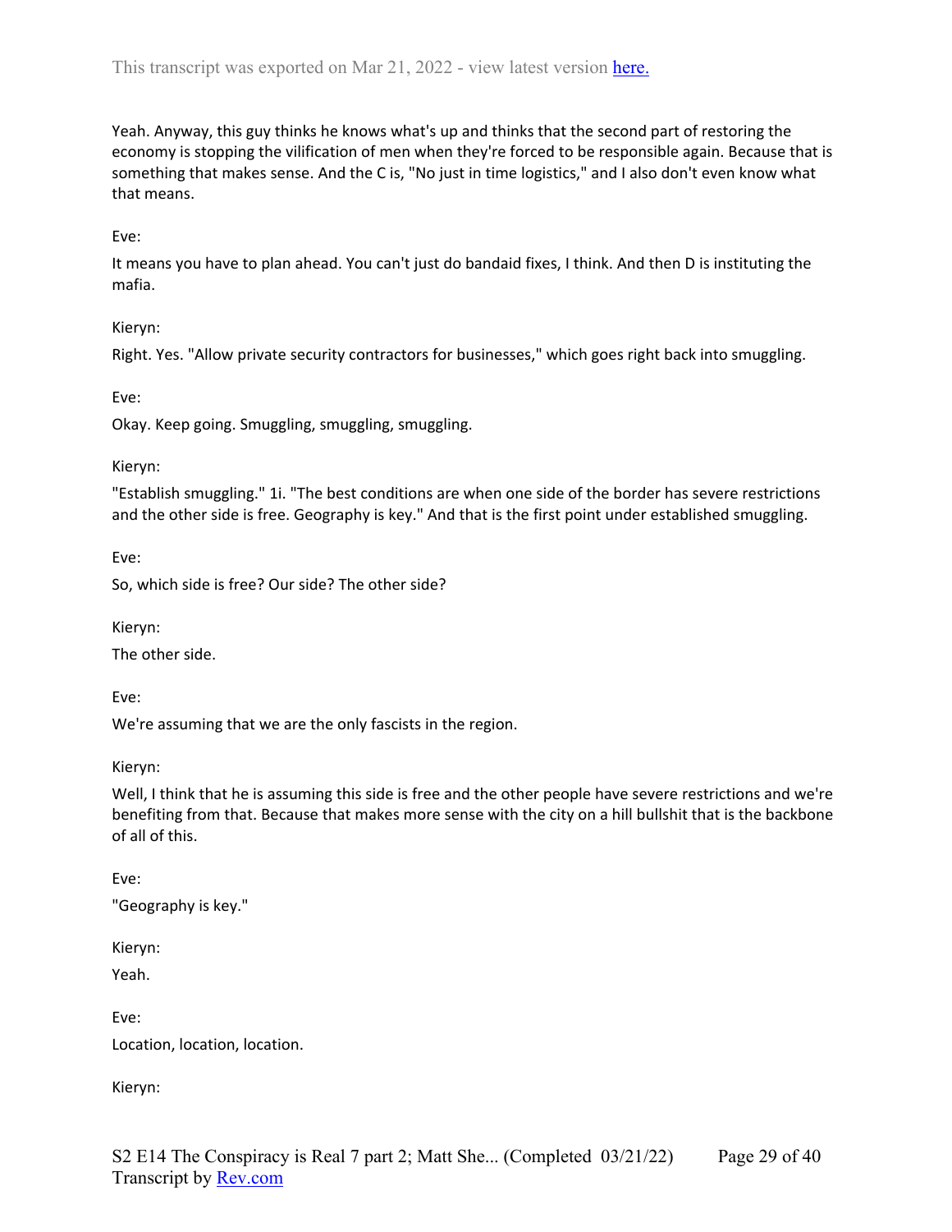Yeah. Anyway, this guy thinks he knows what's up and thinks that the second part of restoring the economy is stopping the vilification of men when they're forced to be responsible again. Because that is something that makes sense. And the C is, "No just in time logistics," and I also don't even know what that means.

Eve:

It means you have to plan ahead. You can't just do bandaid fixes, I think. And then D is instituting the mafia.

Kieryn:

Right. Yes. "Allow private security contractors for businesses," which goes right back into smuggling.

Eve:

Okay. Keep going. Smuggling, smuggling, smuggling.

Kieryn:

"Establish smuggling." 1i. "The best conditions are when one side of the border has severe restrictions and the other side is free. Geography is key." And that is the first point under established smuggling.

Eve:

So, which side is free? Our side? The other side?

Kieryn:

The other side.

Eve:

We're assuming that we are the only fascists in the region.

Kieryn:

Well, I think that he is assuming this side is free and the other people have severe restrictions and we're benefiting from that. Because that makes more sense with the city on a hill bullshit that is the backbone of all of this.

Eve:

"Geography is key."

Kieryn:

Yeah.

Eve:

Location, location, location.

Kieryn: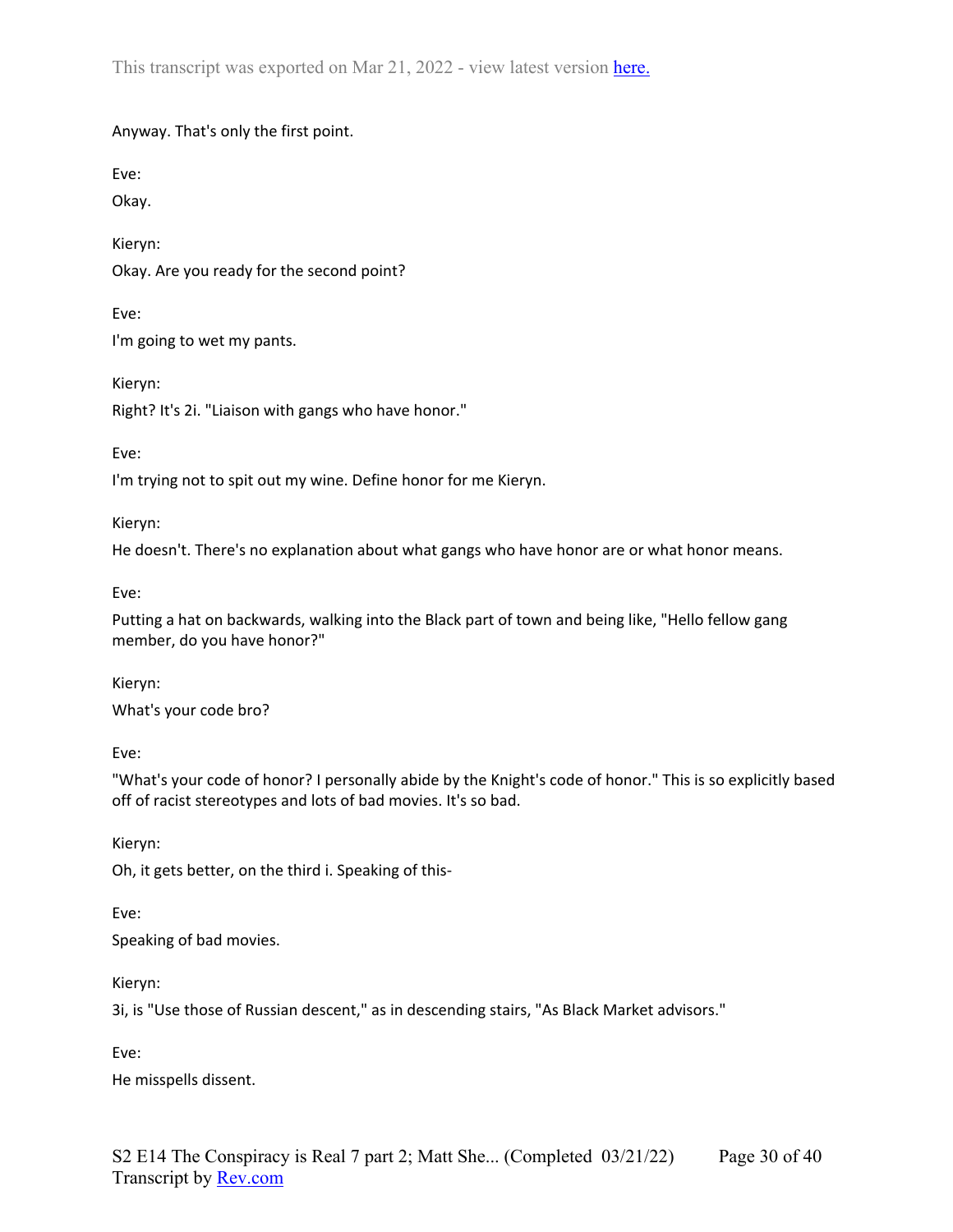Anyway. That's only the first point.

Eve:

Okay.

Kieryn:

Okay. Are you ready for the second point?

Eve:

I'm going to wet my pants.

Kieryn:

Right? It's 2i. "Liaison with gangs who have honor."

Eve:

I'm trying not to spit out my wine. Define honor for me Kieryn.

Kieryn:

He doesn't. There's no explanation about what gangs who have honor are or what honor means.

Eve:

Putting a hat on backwards, walking into the Black part of town and being like, "Hello fellow gang member, do you have honor?"

Kieryn:

What's your code bro?

Eve:

"What's your code of honor? I personally abide by the Knight's code of honor." This is so explicitly based off of racist stereotypes and lots of bad movies. It's so bad.

Kieryn:

Oh, it gets better, on the third i. Speaking of this-

Eve:

Speaking of bad movies.

Kieryn:

3i, is "Use those of Russian descent," as in descending stairs, "As Black Market advisors."

Eve:

He misspells dissent.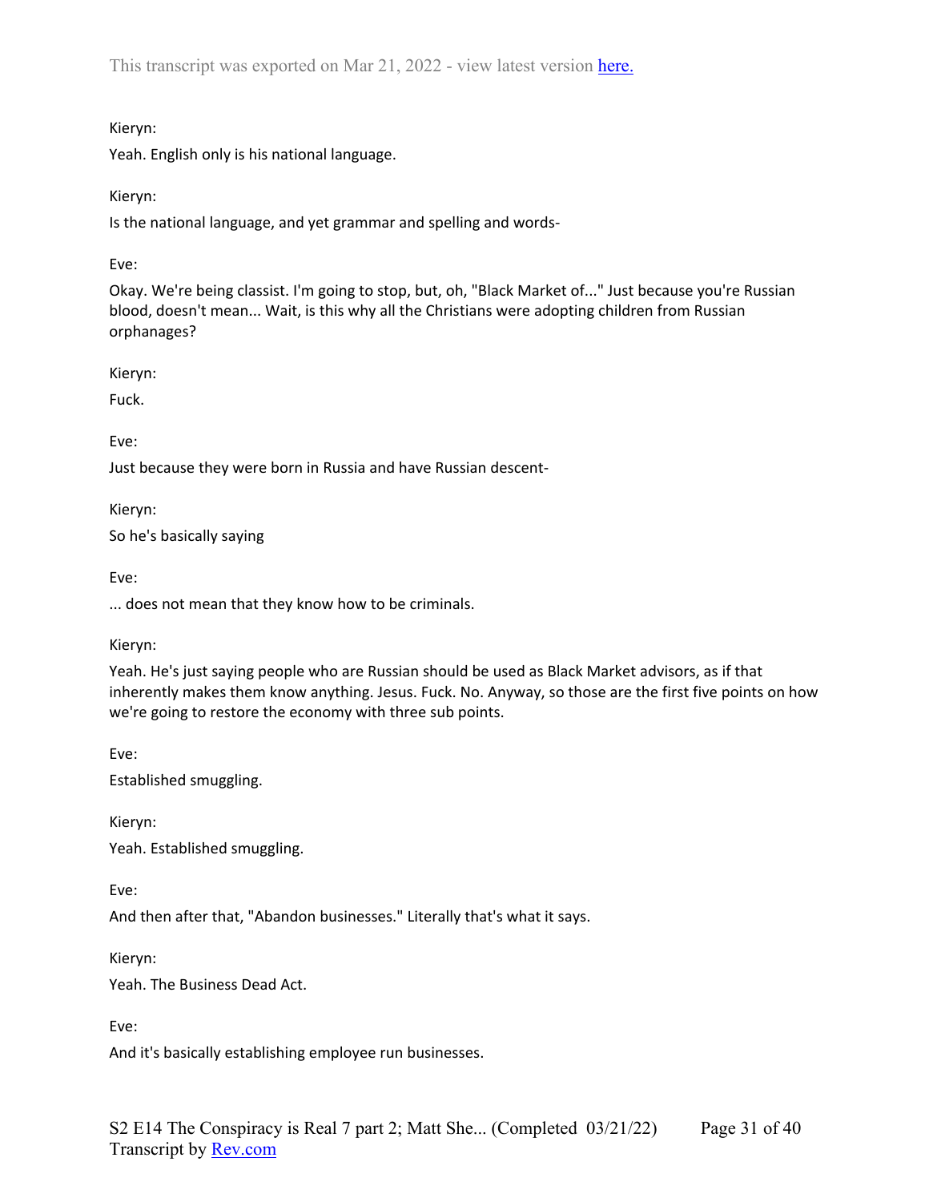Kieryn:

Yeah. English only is his national language.

Kieryn:

Is the national language, and yet grammar and spelling and words-

Eve:

Okay. We're being classist. I'm going to stop, but, oh, "Black Market of..." Just because you're Russian blood, doesn't mean... Wait, is this why all the Christians were adopting children from Russian orphanages?

Kieryn:

Fuck.

Eve:

Just because they were born in Russia and have Russian descent-

Kieryn:

So he's basically saying

Eve:

... does not mean that they know how to be criminals.

Kieryn:

Yeah. He's just saying people who are Russian should be used as Black Market advisors, as if that inherently makes them know anything. Jesus. Fuck. No. Anyway, so those are the first five points on how we're going to restore the economy with three sub points.

Eve:

Established smuggling.

Kieryn:

Yeah. Established smuggling.

Eve:

And then after that, "Abandon businesses." Literally that's what it says.

Kieryn:

Yeah. The Business Dead Act.

Eve:

And it's basically establishing employee run businesses.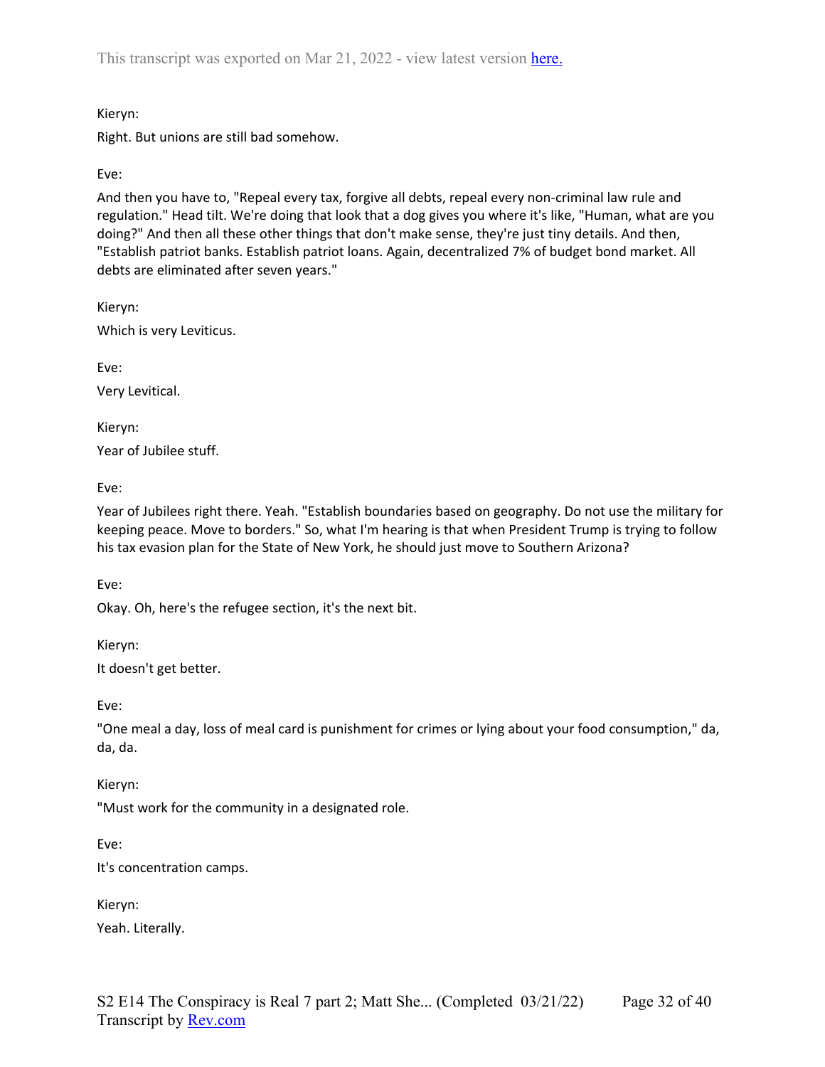Kieryn:

Right. But unions are still bad somehow.

Eve:

And then you have to, "Repeal every tax, forgive all debts, repeal every non-criminal law rule and regulation." Head tilt. We're doing that look that a dog gives you where it's like, "Human, what are you doing?" And then all these other things that don't make sense, they're just tiny details. And then, "Establish patriot banks. Establish patriot loans. Again, decentralized 7% of budget bond market. All debts are eliminated after seven years."

Kieryn:

Which is very Leviticus.

Eve:

Very Levitical.

Kieryn:

Year of Jubilee stuff.

Eve:

Year of Jubilees right there. Yeah. "Establish boundaries based on geography. Do not use the military for keeping peace. Move to borders." So, what I'm hearing is that when President Trump is trying to follow his tax evasion plan for the State of New York, he should just move to Southern Arizona?

Eve:

Okay. Oh, here's the refugee section, it's the next bit.

Kieryn:

It doesn't get better.

Eve:

"One meal a day, loss of meal card is punishment for crimes or lying about your food consumption," da, da, da.

Kieryn:

"Must work for the community in a designated role.

Eve:

It's concentration camps.

Kieryn:

Yeah. Literally.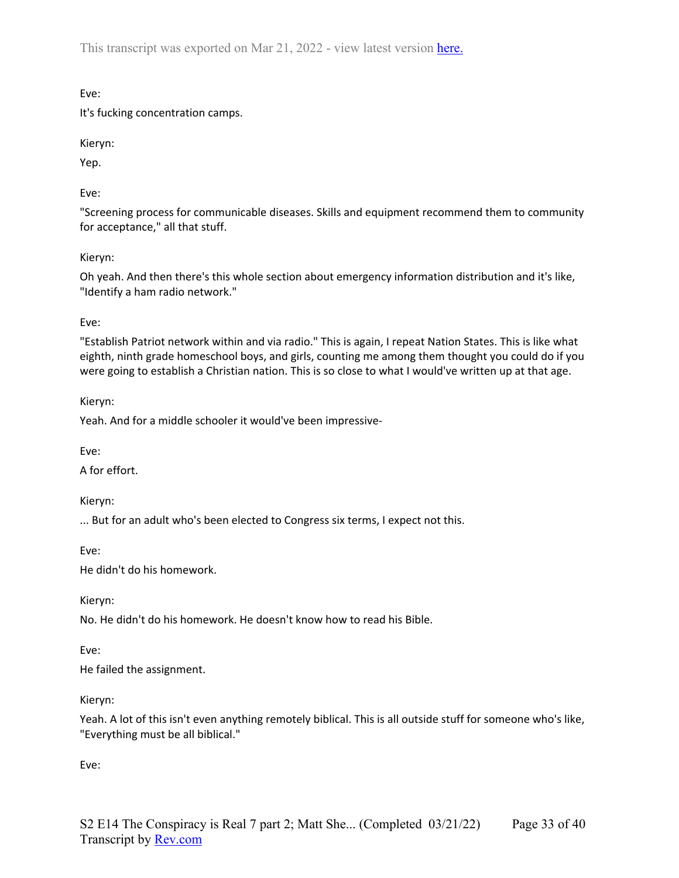Eve:

It's fucking concentration camps.

Kieryn:

Yep.

Eve:

"Screening process for communicable diseases. Skills and equipment recommend them to community for acceptance," all that stuff.

Kieryn:

Oh yeah. And then there's this whole section about emergency information distribution and it's like, "Identify a ham radio network."

Eve:

"Establish Patriot network within and via radio." This is again, I repeat Nation States. This is like what eighth, ninth grade homeschool boys, and girls, counting me among them thought you could do if you were going to establish a Christian nation. This is so close to what I would've written up at that age.

Kieryn:

Yeah. And for a middle schooler it would've been impressive-

Eve:

A for effort.

Kieryn:

... But for an adult who's been elected to Congress six terms, I expect not this.

Eve:

He didn't do his homework.

Kieryn:

No. He didn't do his homework. He doesn't know how to read his Bible.

Eve:

He failed the assignment.

Kieryn:

Yeah. A lot of this isn't even anything remotely biblical. This is all outside stuff for someone who's like, "Everything must be all biblical."

Eve: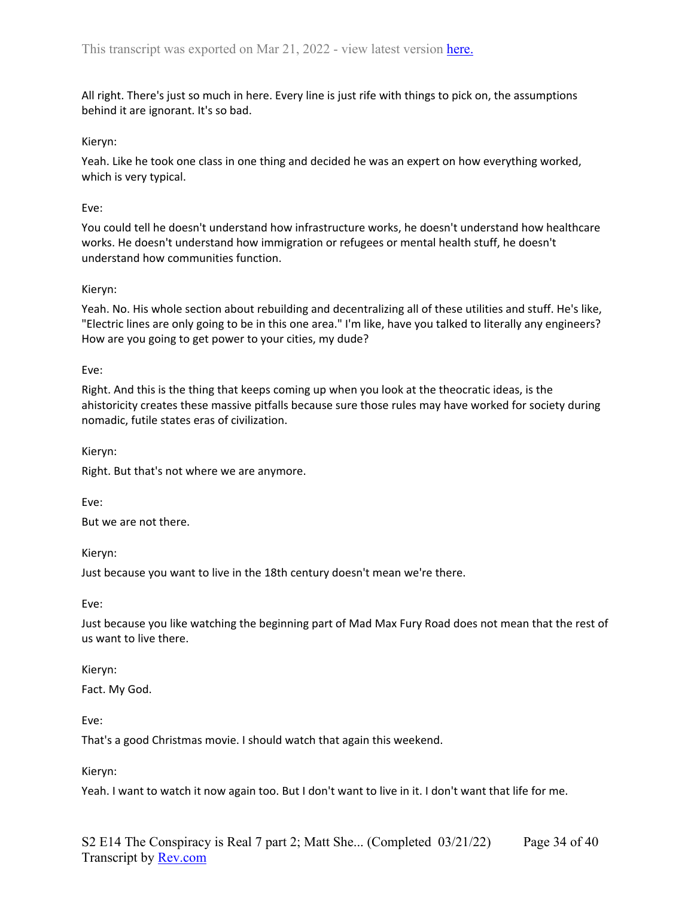All right. There's just so much in here. Every line is just rife with things to pick on, the assumptions behind it are ignorant. It's so bad.

Kieryn:

Yeah. Like he took one class in one thing and decided he was an expert on how everything worked, which is very typical.

Eve:

You could tell he doesn't understand how infrastructure works, he doesn't understand how healthcare works. He doesn't understand how immigration or refugees or mental health stuff, he doesn't understand how communities function.

Kieryn:

Yeah. No. His whole section about rebuilding and decentralizing all of these utilities and stuff. He's like, "Electric lines are only going to be in this one area." I'm like, have you talked to literally any engineers? How are you going to get power to your cities, my dude?

Eve:

Right. And this is the thing that keeps coming up when you look at the theocratic ideas, is the ahistoricity creates these massive pitfalls because sure those rules may have worked for society during nomadic, futile states eras of civilization.

Kieryn:

Right. But that's not where we are anymore.

Eve:

But we are not there.

Kieryn:

Just because you want to live in the 18th century doesn't mean we're there.

Eve:

Just because you like watching the beginning part of Mad Max Fury Road does not mean that the rest of us want to live there.

Kieryn:

Fact. My God.

Eve:

That's a good Christmas movie. I should watch that again this weekend.

Kieryn:

Yeah. I want to watch it now again too. But I don't want to live in it. I don't want that life for me.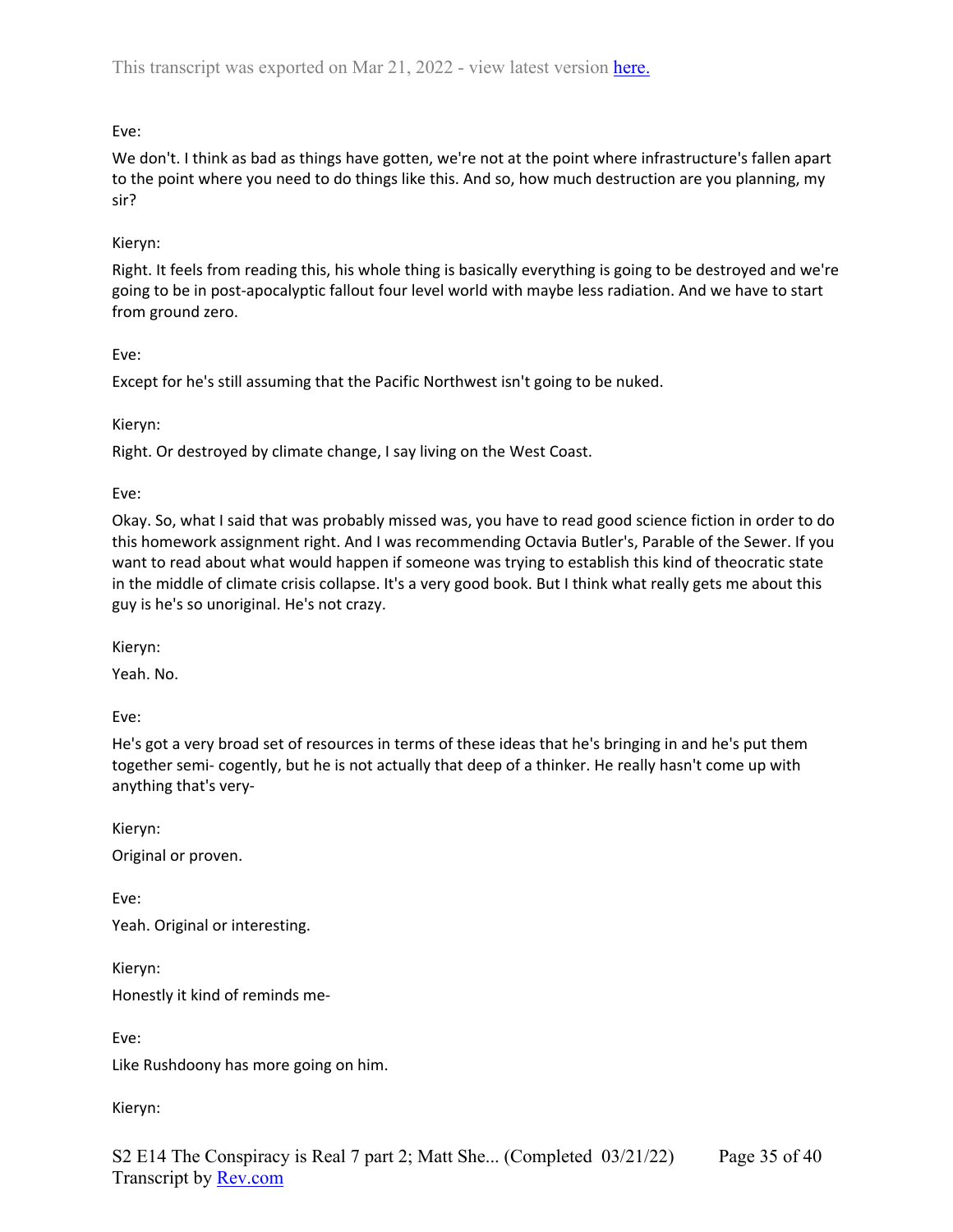Eve:

We don't. I think as bad as things have gotten, we're not at the point where infrastructure's fallen apart to the point where you need to do things like this. And so, how much destruction are you planning, my sir?

Kieryn:

Right. It feels from reading this, his whole thing is basically everything is going to be destroyed and we're going to be in post-apocalyptic fallout four level world with maybe less radiation. And we have to start from ground zero.

Eve:

Except for he's still assuming that the Pacific Northwest isn't going to be nuked.

Kieryn:

Right. Or destroyed by climate change, I say living on the West Coast.

Eve:

Okay. So, what I said that was probably missed was, you have to read good science fiction in order to do this homework assignment right. And I was recommending Octavia Butler's, Parable of the Sewer. If you want to read about what would happen if someone was trying to establish this kind of theocratic state in the middle of climate crisis collapse. It's a very good book. But I think what really gets me about this guy is he's so unoriginal. He's not crazy.

Kieryn:

Yeah. No.

Eve:

He's got a very broad set of resources in terms of these ideas that he's bringing in and he's put them together semi- cogently, but he is not actually that deep of a thinker. He really hasn't come up with anything that's very-

Kieryn:

Original or proven.

Eve:

Yeah. Original or interesting.

Kieryn:

Honestly it kind of reminds me-

Eve:

Like Rushdoony has more going on him.

Kieryn: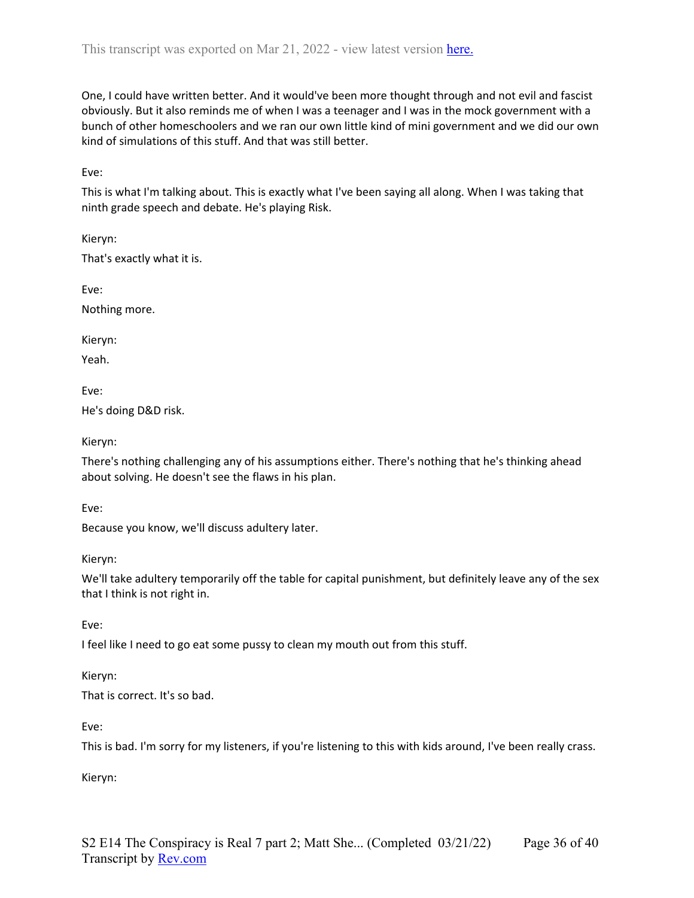One, I could have written better. And it would've been more thought through and not evil and fascist obviously. But it also reminds me of when I was a teenager and I was in the mock government with a bunch of other homeschoolers and we ran our own little kind of mini government and we did our own kind of simulations of this stuff. And that was still better.

Eve:

This is what I'm talking about. This is exactly what I've been saying all along. When I was taking that ninth grade speech and debate. He's playing Risk.

Kieryn:

That's exactly what it is.

Eve:

Nothing more.

Kieryn:

Yeah.

Eve:

He's doing D&D risk.

Kieryn:

There's nothing challenging any of his assumptions either. There's nothing that he's thinking ahead about solving. He doesn't see the flaws in his plan.

Eve:

Because you know, we'll discuss adultery later.

Kieryn:

We'll take adultery temporarily off the table for capital punishment, but definitely leave any of the sex that I think is not right in.

Eve:

I feel like I need to go eat some pussy to clean my mouth out from this stuff.

Kieryn:

That is correct. It's so bad.

Eve:

This is bad. I'm sorry for my listeners, if you're listening to this with kids around, I've been really crass.

Kieryn: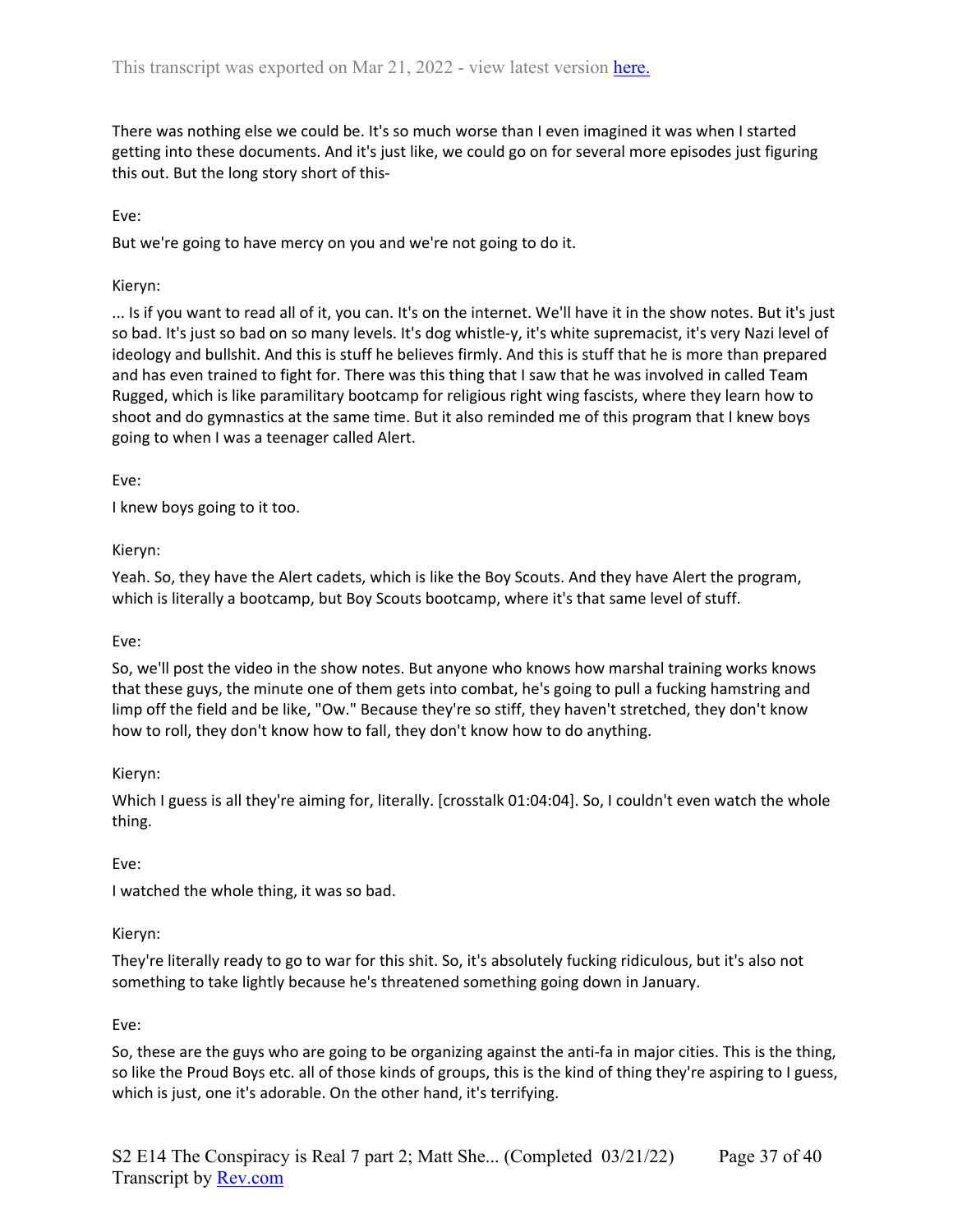There was nothing else we could be. It's so much worse than I even imagined it was when I started getting into these documents. And it's just like, we could go on for several more episodes just figuring this out. But the long story short of this-

Eve:

But we're going to have mercy on you and we're not going to do it.

Kieryn:

... Is if you want to read all of it, you can. It's on the internet. We'll have it in the show notes. But it's just so bad. It's just so bad on so many levels. It's dog whistle-y, it's white supremacist, it's very Nazi level of ideology and bullshit. And this is stuff he believes firmly. And this is stuff that he is more than prepared and has even trained to fight for. There was this thing that I saw that he was involved in called Team Rugged, which is like paramilitary bootcamp for religious right wing fascists, where they learn how to shoot and do gymnastics at the same time. But it also reminded me of this program that I knew boys going to when I was a teenager called Alert.

Eve:

I knew boys going to it too.

Kieryn:

Yeah. So, they have the Alert cadets, which is like the Boy Scouts. And they have Alert the program, which is literally a bootcamp, but Boy Scouts bootcamp, where it's that same level of stuff.

Eve:

So, we'll post the video in the show notes. But anyone who knows how marshal training works knows that these guys, the minute one of them gets into combat, he's going to pull a fucking hamstring and limp off the field and be like, "Ow." Because they're so stiff, they haven't stretched, they don't know how to roll, they don't know how to fall, they don't know how to do anything.

Kieryn:

Which I guess is all they're aiming for, literally. [crosstalk 01:04:04]. So, I couldn't even watch the whole thing.

Eve:

I watched the whole thing, it was so bad.

Kieryn:

They're literally ready to go to war for this shit. So, it's absolutely fucking ridiculous, but it's also not something to take lightly because he's threatened something going down in January.

Eve:

So, these are the guys who are going to be organizing against the anti-fa in major cities. This is the thing, so like the Proud Boys etc. all of those kinds of groups, this is the kind of thing they're aspiring to I guess, which is just, one it's adorable. On the other hand, it's terrifying.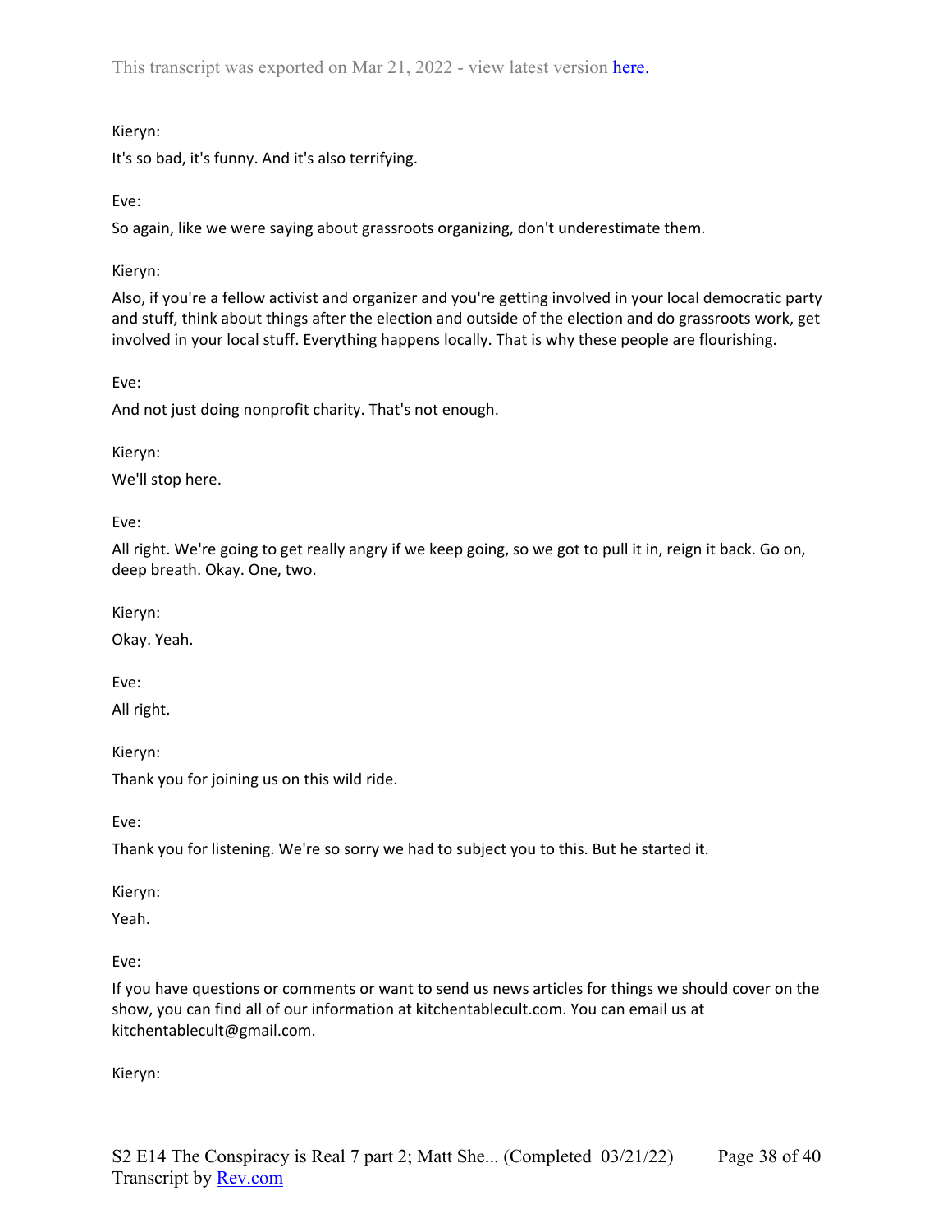Kieryn:

It's so bad, it's funny. And it's also terrifying.

Eve:

So again, like we were saying about grassroots organizing, don't underestimate them.

Kieryn:

Also, if you're a fellow activist and organizer and you're getting involved in your local democratic party and stuff, think about things after the election and outside of the election and do grassroots work, get involved in your local stuff. Everything happens locally. That is why these people are flourishing.

Eve:

And not just doing nonprofit charity. That's not enough.

Kieryn:

We'll stop here.

Eve:

All right. We're going to get really angry if we keep going, so we got to pull it in, reign it back. Go on, deep breath. Okay. One, two.

Kieryn:

Okay. Yeah.

Eve:

All right.

Kieryn:

Thank you for joining us on this wild ride.

Eve:

Thank you for listening. We're so sorry we had to subject you to this. But he started it.

Kieryn:

Yeah.

Eve:

If you have questions or comments or want to send us news articles for things we should cover on the show, you can find all of our information at kitchentablecult.com. You can email us at kitchentablecult@gmail.com.

Kieryn: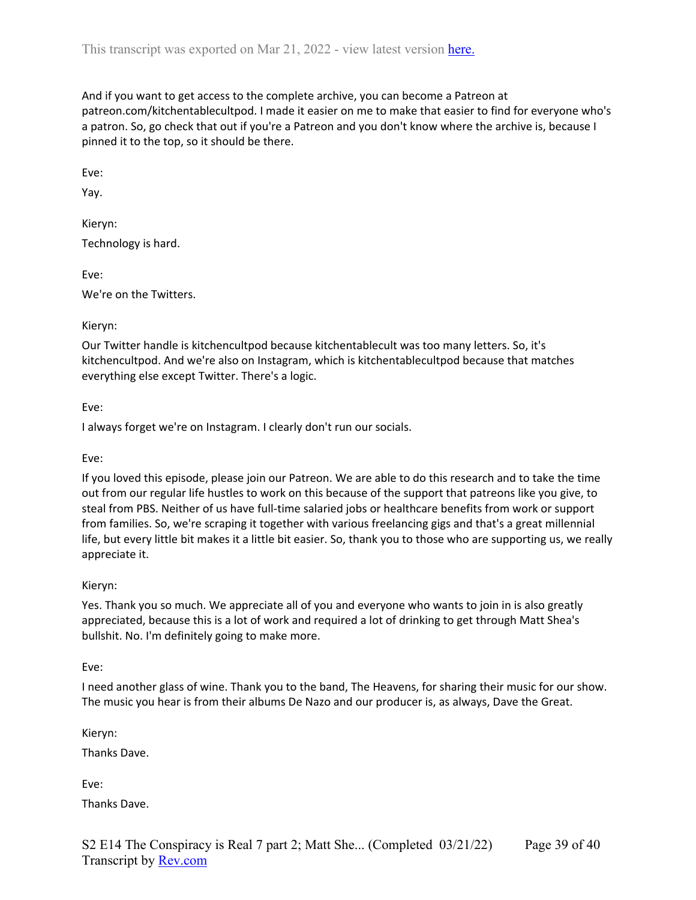And if you want to get access to the complete archive, you can become a Patreon at patreon.com/kitchentablecultpod. I made it easier on me to make that easier to find for everyone who's a patron. So, go check that out if you're a Patreon and you don't know where the archive is, because I pinned it to the top, so it should be there.

Eve:

Yay.

Kieryn:

Technology is hard.

Eve:

We're on the Twitters.

Kieryn:

Our Twitter handle is kitchencultpod because kitchentablecult was too many letters. So, it's kitchencultpod. And we're also on Instagram, which is kitchentablecultpod because that matches everything else except Twitter. There's a logic.

Eve:

I always forget we're on Instagram. I clearly don't run our socials.

Eve:

If you loved this episode, please join our Patreon. We are able to do this research and to take the time out from our regular life hustles to work on this because of the support that patreons like you give, to steal from PBS. Neither of us have full-time salaried jobs or healthcare benefits from work or support from families. So, we're scraping it together with various freelancing gigs and that's a great millennial life, but every little bit makes it a little bit easier. So, thank you to those who are supporting us, we really appreciate it.

Kieryn:

Yes. Thank you so much. We appreciate all of you and everyone who wants to join in is also greatly appreciated, because this is a lot of work and required a lot of drinking to get through Matt Shea's bullshit. No. I'm definitely going to make more.

Eve:

I need another glass of wine. Thank you to the band, The Heavens, for sharing their music for our show. The music you hear is from their albums De Nazo and our producer is, as always, Dave the Great.

Kieryn:

Thanks Dave.

Eve:

Thanks Dave.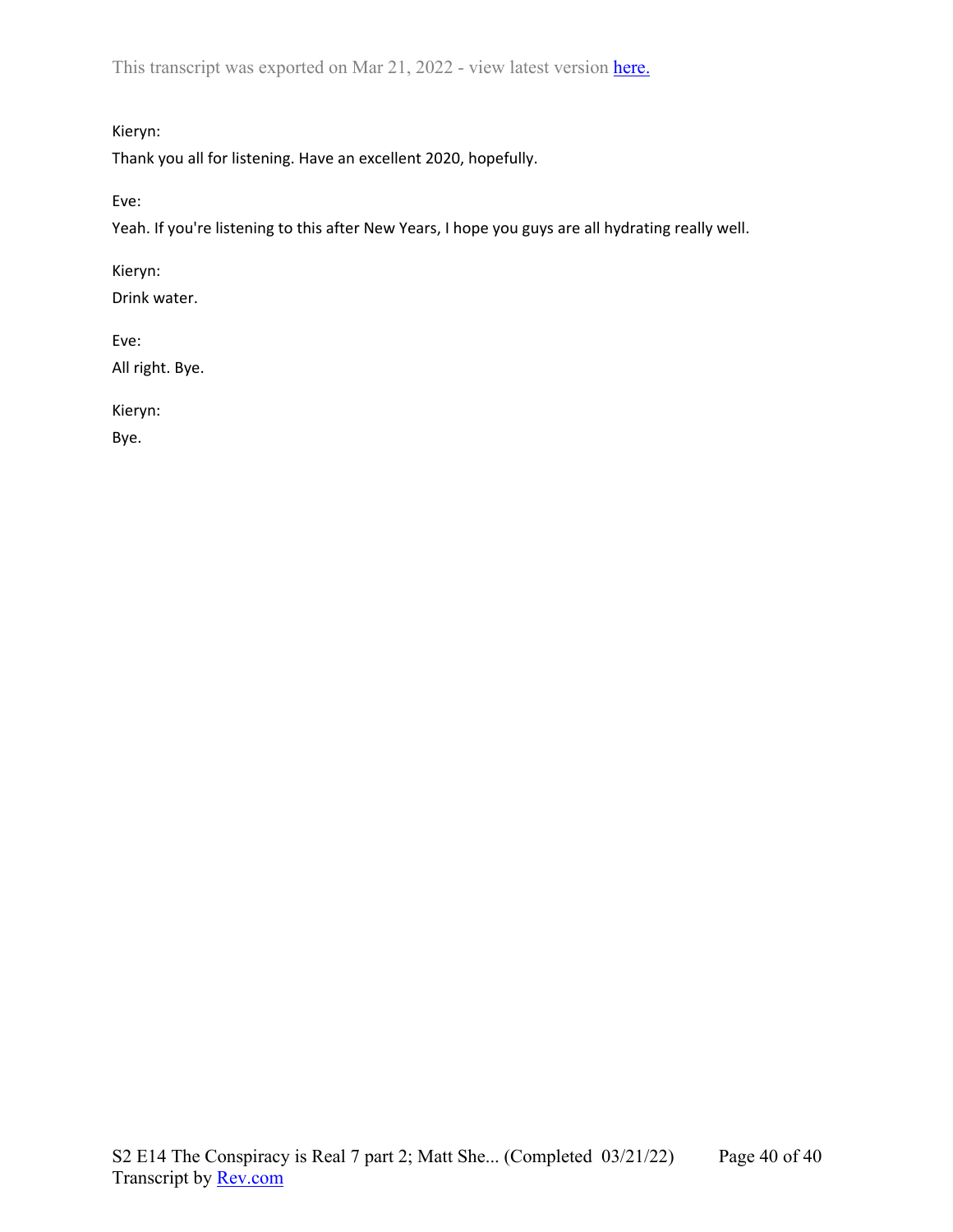Kieryn:

Thank you all for listening. Have an excellent 2020, hopefully.

Eve:

Yeah. If you're listening to this after New Years, I hope you guys are all hydrating really well.

Kieryn:

Drink water.

Eve:

All right. Bye.

Kieryn:

Bye.